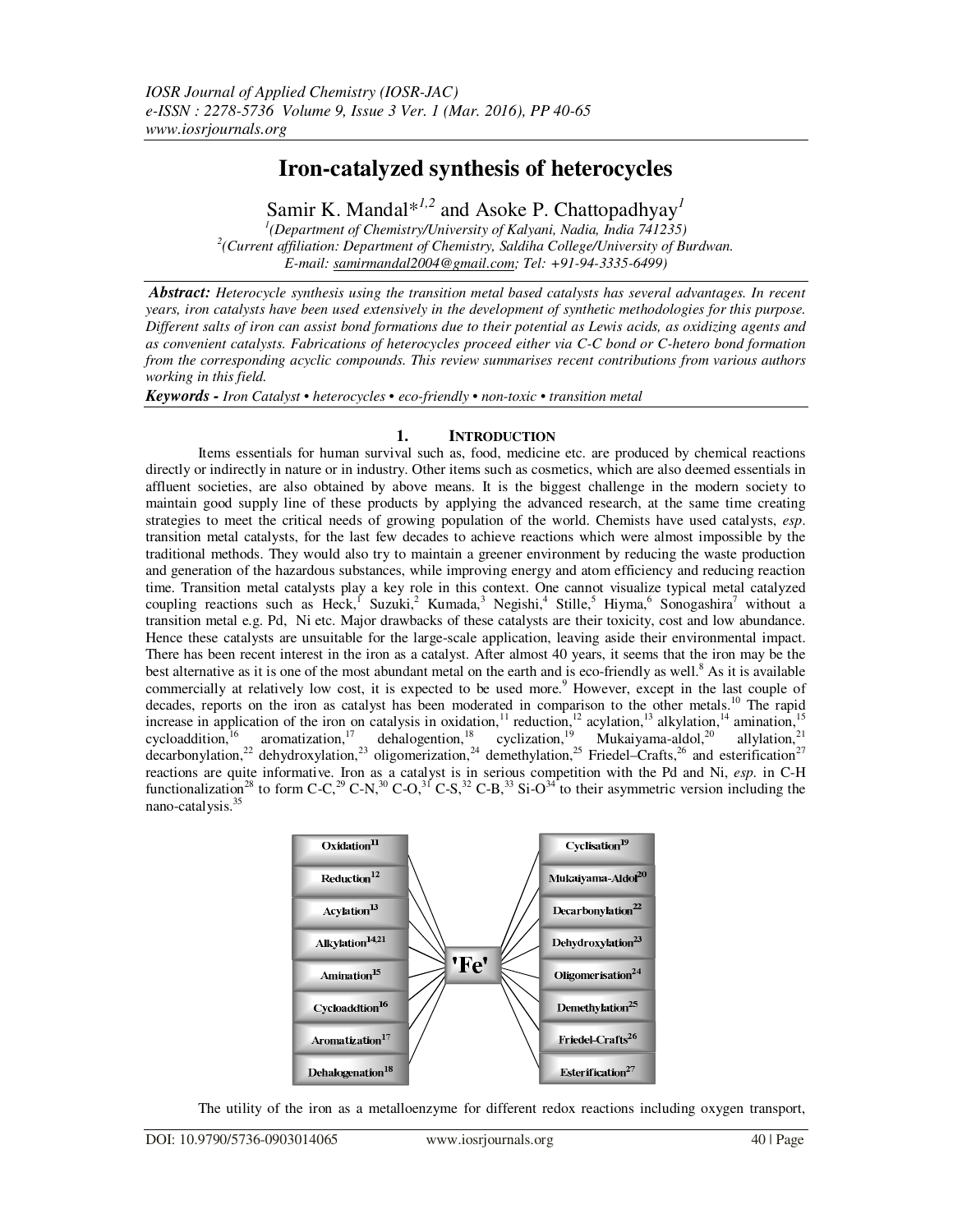# Iron-catalyzed synthesis of heterocycles

Samir K. Mandal*[1,2] and Asoke P. Chattopadhyay[1]

[1](Department of Chemistry/University of Kalyani, Nadia, India 741235)
[2](Current affiliation: Department of Chemistry, Saldiha College/University of Burdwan. E-mail: samirmandal2004@gmail.com; Tel: +91-94-3335-6499)

***Abstract:*** *Heterocycle synthesis using the transition metal based catalysts has several advantages. In recent years, iron catalysts have been used extensively in the development of synthetic methodologies for this purpose. Different salts of iron can assist bond formations due to their potential as Lewis acids, as oxidizing agents and as convenient catalysts. Fabrications of heterocycles proceed either via C-C bond or C-hetero bond formation from the corresponding acyclic compounds. This review summarises recent contributions from various authors working in this field.*

***Keywords*** *- Iron Catalyst • heterocycles • eco-friendly • non-toxic • transition metal*

## 1. INTRODUCTION

Items essentials for human survival such as, food, medicine etc. are produced by chemical reactions directly or indirectly in nature or in industry. Other items such as cosmetics, which are also deemed essentials in affluent societies, are also obtained by above means. It is the biggest challenge in the modern society to maintain good supply line of these products by applying the advanced research, at the same time creating strategies to meet the critical needs of growing population of the world. Chemists have used catalysts, *esp*. transition metal catalysts, for the last few decades to achieve reactions which were almost impossible by the traditional methods. They would also try to maintain a greener environment by reducing the waste production and generation of the hazardous substances, while improving energy and atom efficiency and reducing reaction time. Transition metal catalysts play a key role in this context. One cannot visualize typical metal catalyzed coupling reactions such as Heck,[1] Suzuki,[2] Kumada,[3] Negishi,[4] Stille,[5] Hiyma,[6] Sonogashira[7] without a transition metal e.g. Pd, Ni etc. Major drawbacks of these catalysts are their toxicity, cost and low abundance. Hence these catalysts are unsuitable for the large-scale application, leaving aside their environmental impact. There has been recent interest in the iron as a catalyst. After almost 40 years, it seems that the iron may be the best alternative as it is one of the most abundant metal on the earth and is eco-friendly as well.[8] As it is available commercially at relatively low cost, it is expected to be used more.[9] However, except in the last couple of decades, reports on the iron as catalyst has been moderated in comparison to the other metals.[10] The rapid increase in application of the iron on catalysis in oxidation,[11] reduction,[12] acylation,[13] alkylation,[14] amination,[15] cycloaddition,[16] aromatization,[17] dehalogention,[18] cyclization,[19] Mukaiyama-aldol,[20] allylation,[21] decarbonylation,[22] dehydroxylation,[23] oligomerization,[24] demethylation,[25] Friedel–Crafts,[26] and esterification[27] reactions are quite informative. Iron as a catalyst is in serious competition with the Pd and Ni, *esp.* in C-H functionalization[28] to form C-C,[29] C-N,[30] C-O,[31] C-S,[32] C-B,[33] Si-O[34] to their asymmetric version including the nano-catalysis.[35]

| | | |
|---|---|---|
| Oxidation[11] | | Cyclisation[19] |
| Reduction[12] | | Mukaiyama-Aldol[20] |
| Acylation[13] | | Decarbonylation[22] |
| Alkylation[14,21] | | Dehydroxylation[23] |
| Amination[15] | 'Fe' | Oligomerisation[24] |
| Cycloaddtion[16] | | Demethylation[25] |
| Aromatization[17] | | Friedel-Crafts[26] |
| Dehalogenation[18] | | Esterification[27] |

The utility of the iron as a metalloenzyme for different redox reactions including oxygen transport,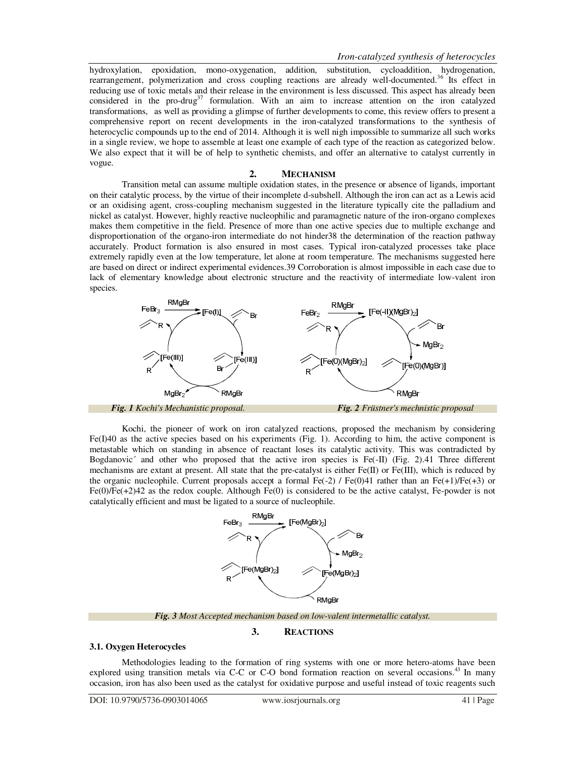hydroxylation, epoxidation, mono-oxygenation, addition, substitution, cycloaddition, hydrogenation, rearrangement, polymerization and cross coupling reactions are already well-documented.[36] Its effect in reducing use of toxic metals and their release in the environment is less discussed. This aspect has already been considered in the pro-drug[37] formulation. With an aim to increase attention on the iron catalyzed transformations, as well as providing a glimpse of further developments to come, this review offers to present a comprehensive report on recent developments in the iron-catalyzed transformations to the synthesis of heterocyclic compounds up to the end of 2014. Although it is well nigh impossible to summarize all such works in a single review, we hope to assemble at least one example of each type of the reaction as categorized below. We also expect that it will be of help to synthetic chemists, and offer an alternative to catalyst currently in vogue.

## 2. MECHANISM

Transition metal can assume multiple oxidation states, in the presence or absence of ligands, important on their catalytic process, by the virtue of their incomplete d-subshell. Although the iron can act as a Lewis acid or an oxidising agent, cross-coupling mechanism suggested in the literature typically cite the palladium and nickel as catalyst. However, highly reactive nucleophilic and paramagnetic nature of the iron-organo complexes makes them competitive in the field. Presence of more than one active species due to multiple exchange and disproportionation of the organo-iron intermediate do not hinder38 the determination of the reaction pathway accurately. Product formation is also ensured in most cases. Typical iron-catalyzed processes take place extremely rapidly even at the low temperature, let alone at room temperature. The mechanisms suggested here are based on direct or indirect experimental evidences.39 Corroboration is almost impossible in each case due to lack of elementary knowledge about electronic structure and the reactivity of intermediate low-valent iron species.

***Fig. 1*** *Kochi's Mechanistic proposal.*

***Fig. 2*** *Früstner's mechnistic proposal*

Kochi, the pioneer of work on iron catalyzed reactions, proposed the mechanism by considering Fe(I)40 as the active species based on his experiments (Fig. 1). According to him, the active component is metastable which on standing in absence of reactant loses its catalytic activity. This was contradicted by Bogdanovic´ and other who proposed that the active iron species is Fe(-II) (Fig. 2).41 Three different mechanisms are extant at present. All state that the pre-catalyst is either Fe(II) or Fe(III), which is reduced by the organic nucleophile. Current proposals accept a formal Fe(-2) / Fe(0)41 rather than an Fe(+1)/Fe(+3) or Fe(0)/Fe(+2)42 as the redox couple. Although Fe(0) is considered to be the active catalyst, Fe-powder is not catalytically efficient and must be ligated to a source of nucleophile.

***Fig. 3*** *Most Accepted mechanism based on low-valent intermetallic catalyst.*

## 3. REACTIONS

### 3.1. Oxygen Heterocycles

Methodologies leading to the formation of ring systems with one or more hetero-atoms have been explored using transition metals via C-C or C-O bond formation reaction on several occasions.[43] In many occasion, iron has also been used as the catalyst for oxidative purpose and useful instead of toxic reagents such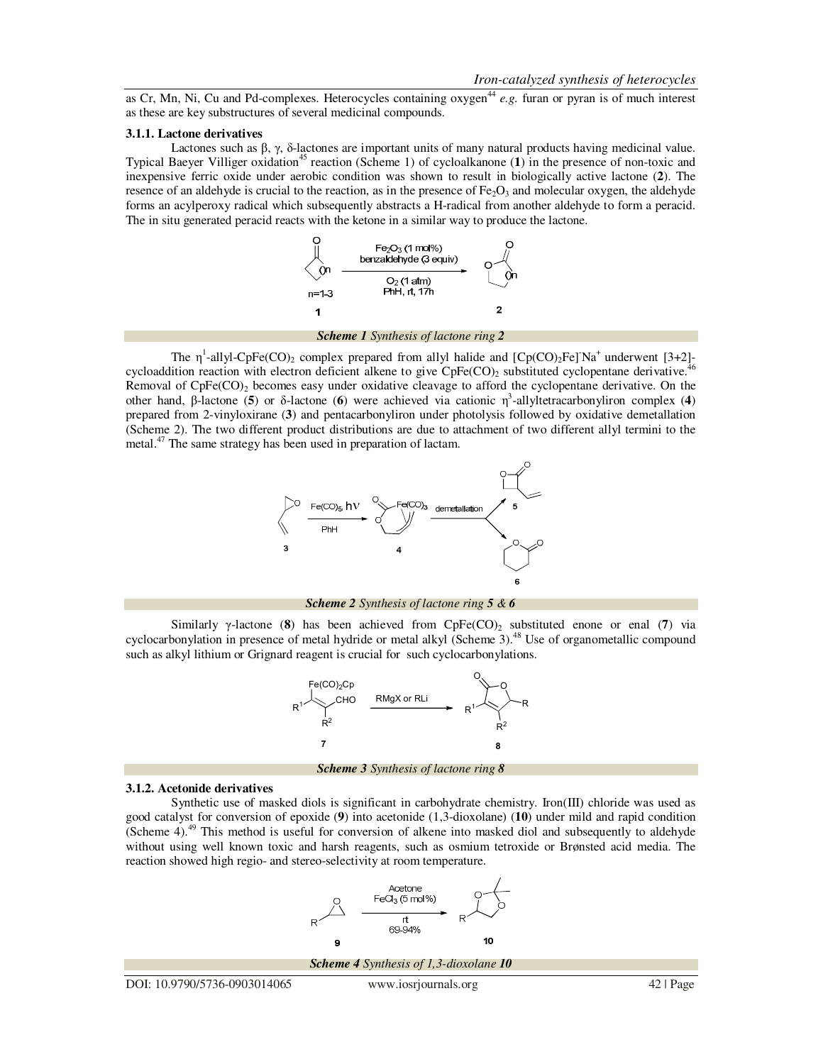as Cr, Mn, Ni, Cu and Pd-complexes. Heterocycles containing oxygen[44] *e.g.* furan or pyran is of much interest as these are key substructures of several medicinal compounds.

### 3.1.1. Lactone derivatives

Lactones such as β, γ, δ-lactones are important units of many natural products having medicinal value. Typical Baeyer Villiger oxidation[45] reaction (Scheme 1) of cycloalkanone (**1**) in the presence of non-toxic and inexpensive ferric oxide under aerobic condition was shown to result in biologically active lactone (**2**). The resence of an aldehyde is crucial to the reaction, as in the presence of $Fe_2O_3$ and molecular oxygen, the aldehyde forms an acylperoxy radical which subsequently abstracts a H-radical from another aldehyde to form a peracid. The in situ generated peracid reacts with the ketone in a similar way to produce the lactone.

***Scheme 1*** *Synthesis of lactone ring **2***

The $\eta^1$-allyl-$CpFe(CO)_2$ complex prepared from allyl halide and $[Cp(CO)_2Fe]^-Na^+$ underwent [3+2]-cycloaddition reaction with electron deficient alkene to give $CpFe(CO)_2$ substituted cyclopentane derivative.[46] Removal of $CpFe(CO)_2$ becomes easy under oxidative cleavage to afford the cyclopentane derivative. On the other hand, β-lactone (**5**) or δ-lactone (**6**) were achieved via cationic $\eta^3$-allyltetracarbonyliron complex (**4**) prepared from 2-vinyloxirane (**3**) and pentacarbonyliron under photolysis followed by oxidative demetallation (Scheme 2). The two different product distributions are due to attachment of two different allyl termini to the metal.[47] The same strategy has been used in preparation of lactam.

***Scheme 2*** *Synthesis of lactone ring **5** & **6***

Similarly γ-lactone (**8**) has been achieved from $CpFe(CO)_2$ substituted enone or enal (**7**) via cyclocarbonylation in presence of metal hydride or metal alkyl (Scheme 3).[48] Use of organometallic compound such as alkyl lithium or Grignard reagent is crucial for such cyclocarbonylations.

***Scheme 3*** *Synthesis of lactone ring **8***

### 3.1.2. Acetonide derivatives

Synthetic use of masked diols is significant in carbohydrate chemistry. Iron(III) chloride was used as good catalyst for conversion of epoxide (**9**) into acetonide (1,3-dioxolane) (**10**) under mild and rapid condition (Scheme 4).[49] This method is useful for conversion of alkene into masked diol and subsequently to aldehyde without using well known toxic and harsh reagents, such as osmium tetroxide or Brønsted acid media. The reaction showed high regio- and stereo-selectivity at room temperature.

***Scheme 4*** *Synthesis of 1,3-dioxolane **10***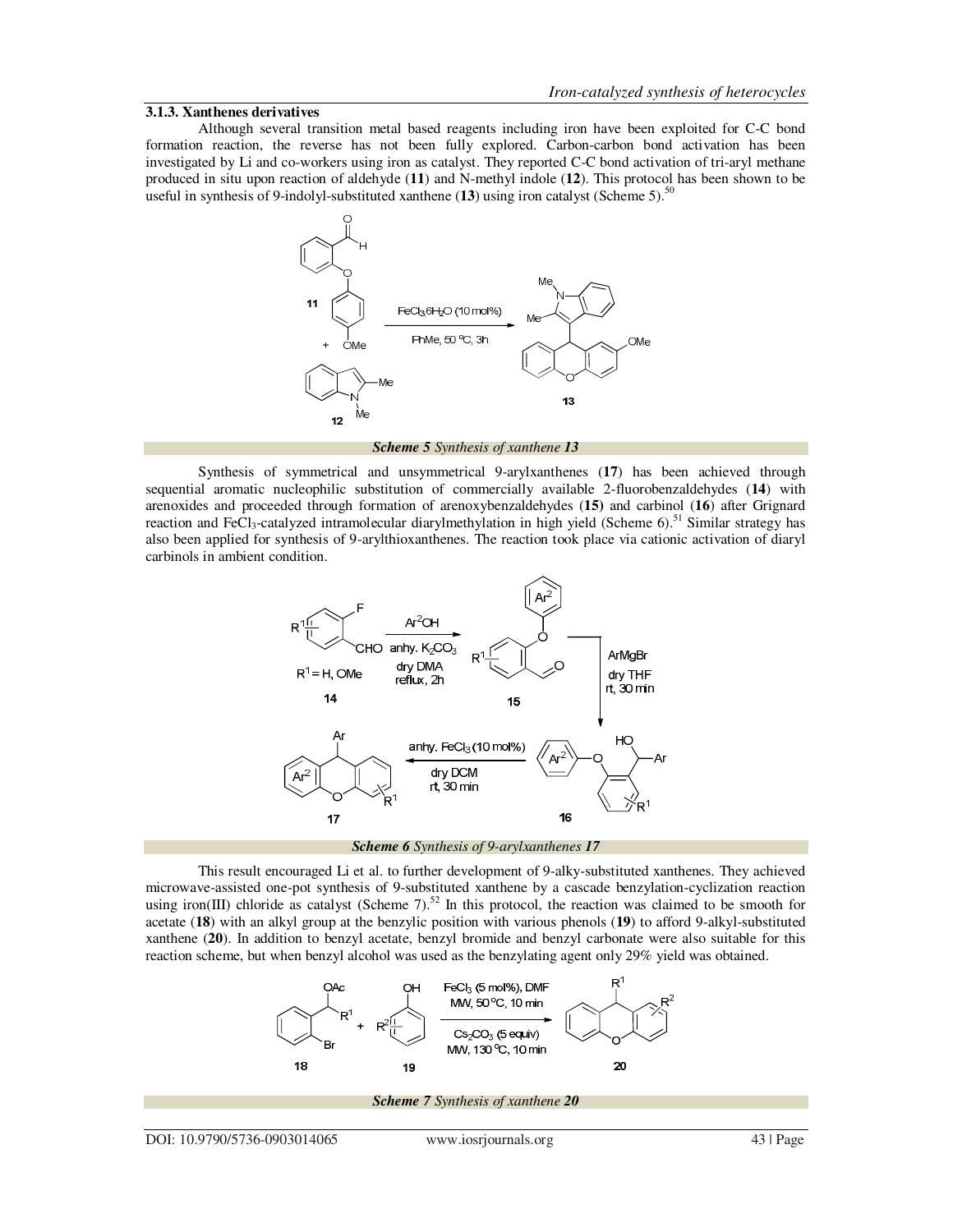### 3.1.3. Xanthenes derivatives

Although several transition metal based reagents including iron have been exploited for C-C bond formation reaction, the reverse has not been fully explored. Carbon-carbon bond activation has been investigated by Li and co-workers using iron as catalyst. They reported C-C bond activation of tri-aryl methane produced in situ upon reaction of aldehyde (**11**) and N-methyl indole (**12**). This protocol has been shown to be useful in synthesis of 9-indolyl-substituted xanthene (**13**) using iron catalyst (Scheme 5).[50]

***Scheme 5*** *Synthesis of xanthene **13***

Synthesis of symmetrical and unsymmetrical 9-arylxanthenes (**17**) has been achieved through sequential aromatic nucleophilic substitution of commercially available 2-fluorobenzaldehydes (**14**) with arenoxides and proceeded through formation of arenoxybenzaldehydes (**15**) and carbinol (**16**) after Grignard reaction and $FeCl_3$-catalyzed intramolecular diarylmethylation in high yield (Scheme 6).[51] Similar strategy has also been applied for synthesis of 9-arylthioxanthenes. The reaction took place via cationic activation of diaryl carbinols in ambient condition.

***Scheme 6*** *Synthesis of 9-arylxanthenes **17***

This result encouraged Li et al. to further development of 9-alky-substituted xanthenes. They achieved microwave-assisted one-pot synthesis of 9-substituted xanthene by a cascade benzylation-cyclization reaction using iron(III) chloride as catalyst (Scheme 7).[52] In this protocol, the reaction was claimed to be smooth for acetate (**18**) with an alkyl group at the benzylic position with various phenols (**19**) to afford 9-alkyl-substituted xanthene (**20**). In addition to benzyl acetate, benzyl bromide and benzyl carbonate were also suitable for this reaction scheme, but when benzyl alcohol was used as the benzylating agent only 29% yield was obtained.

***Scheme 7*** *Synthesis of xanthene **20***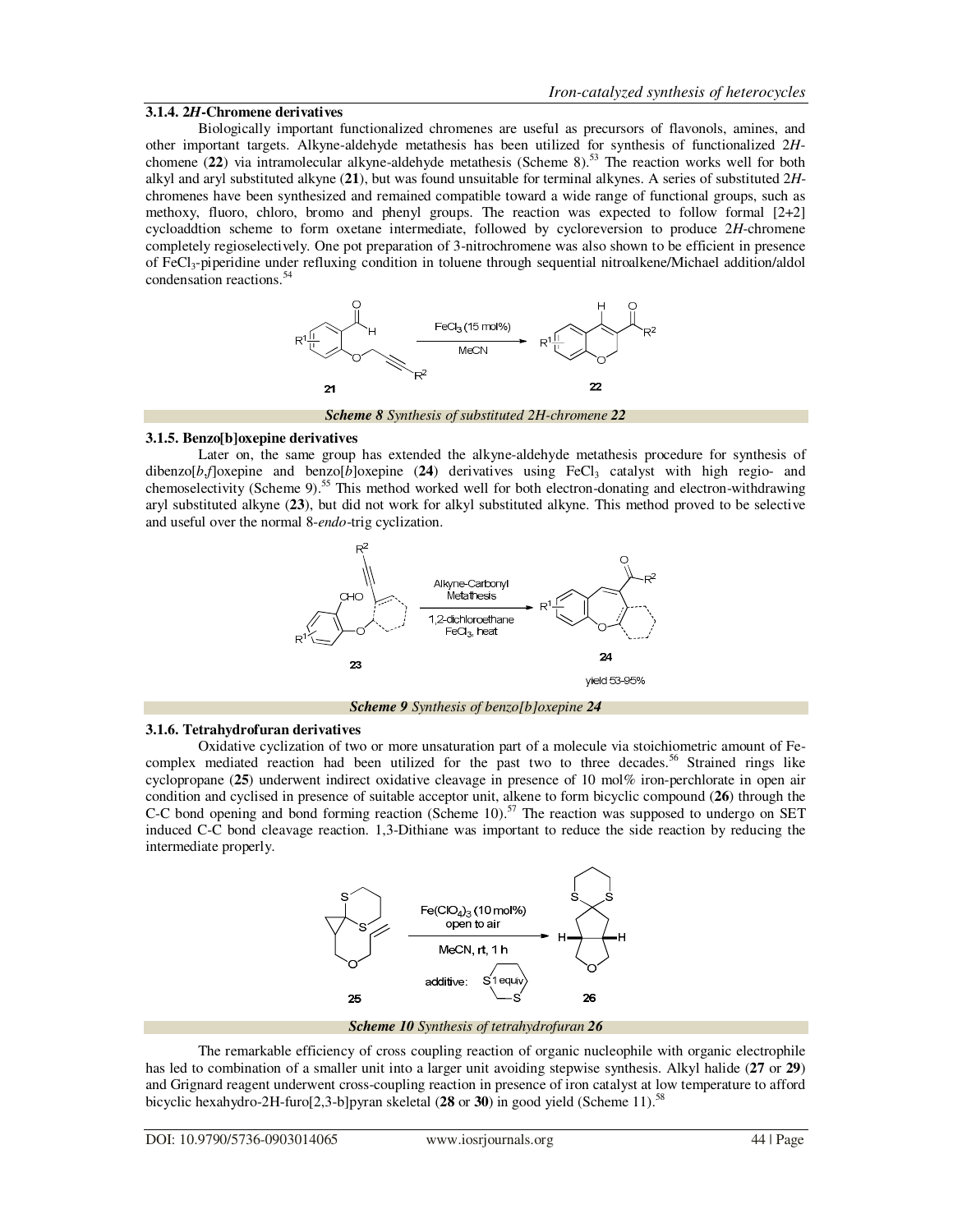### 3.1.4. 2*H*-Chromene derivatives

Biologically important functionalized chromenes are useful as precursors of flavonols, amines, and other important targets. Alkyne-aldehyde metathesis has been utilized for synthesis of functionalized 2*H*-chromene (**22**) via intramolecular alkyne-aldehyde metathesis (Scheme 8).[53] The reaction works well for both alkyl and aryl substituted alkyne (**21**), but was found unsuitable for terminal alkynes. A series of substituted 2*H*-chromenes have been synthesized and remained compatible toward a wide range of functional groups, such as methoxy, fluoro, chloro, bromo and phenyl groups. The reaction was expected to follow formal [2+2] cycloaddtion scheme to form oxetane intermediate, followed by cycloreversion to produce 2*H*-chromene completely regioselectively. One pot preparation of 3-nitrochromene was also shown to be efficient in presence of $FeCl_3$-piperidine under refluxing condition in toluene through sequential nitroalkene/Michael addition/aldol condensation reactions.[54]

***Scheme 8*** *Synthesis of substituted 2H-chromene **22***

### 3.1.5. Benzo[b]oxepine derivatives

Later on, the same group has extended the alkyne-aldehyde metathesis procedure for synthesis of dibenzo[*b*,*f*]oxepine and benzo[*b*]oxepine (**24**) derivatives using $FeCl_3$ catalyst with high regio- and chemoselectivity (Scheme 9).[55] This method worked well for both electron-donating and electron-withdrawing aryl substituted alkyne (**23**), but did not work for alkyl substituted alkyne. This method proved to be selective and useful over the normal 8-*endo*-trig cyclization.

***Scheme 9*** *Synthesis of benzo[b]oxepine **24***

### 3.1.6. Tetrahydrofuran derivatives

Oxidative cyclization of two or more unsaturation part of a molecule via stoichiometric amount of Fe-complex mediated reaction had been utilized for the past two to three decades.[56] Strained rings like cyclopropane (**25**) underwent indirect oxidative cleavage in presence of 10 mol% iron-perchlorate in open air condition and cyclised in presence of suitable acceptor unit, alkene to form bicyclic compound (**26**) through the C-C bond opening and bond forming reaction (Scheme 10).[57] The reaction was supposed to undergo on SET induced C-C bond cleavage reaction. 1,3-Dithiane was important to reduce the side reaction by reducing the intermediate properly.

***Scheme 10*** *Synthesis of tetrahydrofuran **26***

The remarkable efficiency of cross coupling reaction of organic nucleophile with organic electrophile has led to combination of a smaller unit into a larger unit avoiding stepwise synthesis. Alkyl halide (**27** or **29**) and Grignard reagent underwent cross-coupling reaction in presence of iron catalyst at low temperature to afford bicyclic hexahydro-2H-furo[2,3-b]pyran skeletal (**28** or **30**) in good yield (Scheme 11).[58]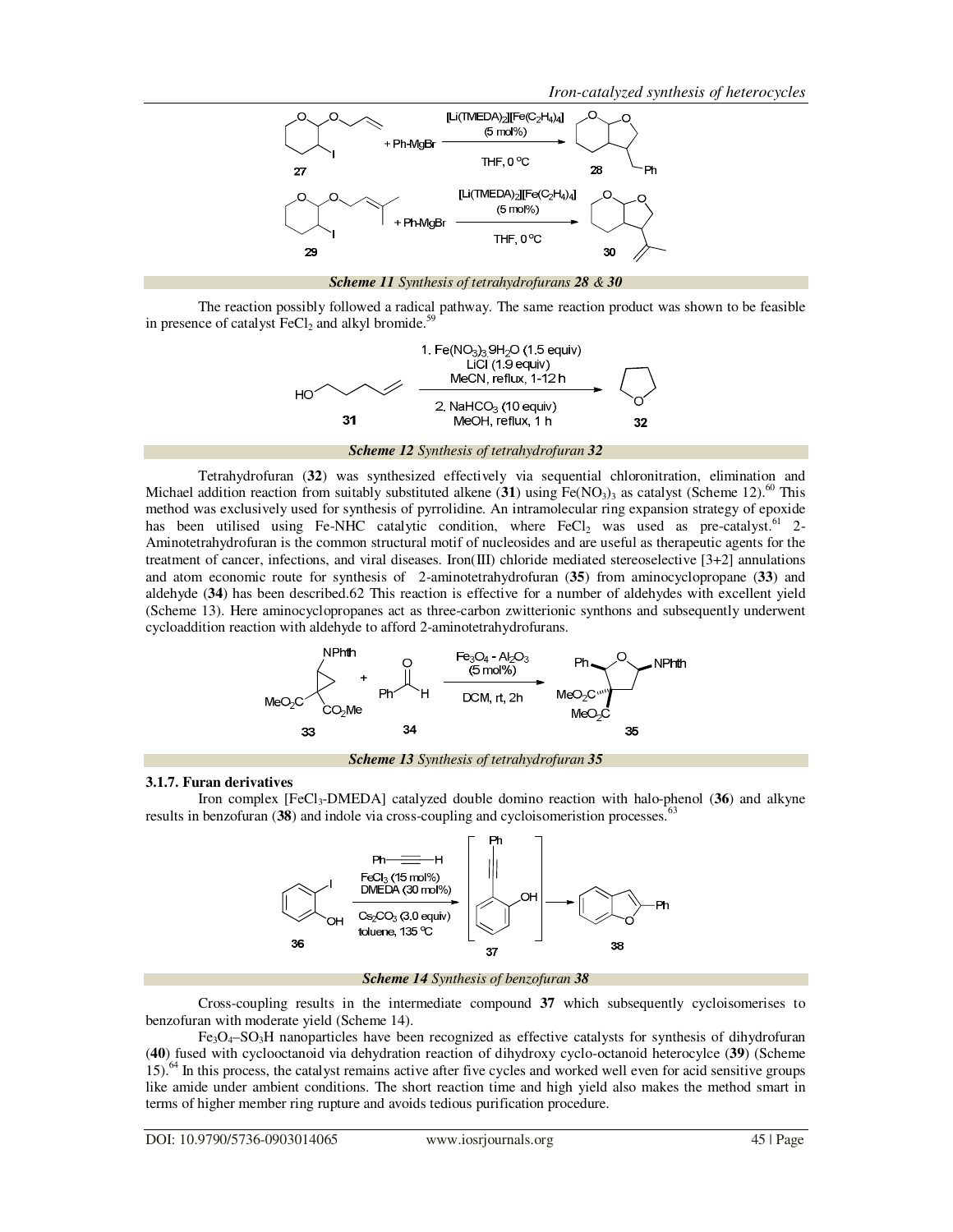**Scheme 11** *Synthesis of tetrahydrofurans **28** & **30***

The reaction possibly followed a radical pathway. The same reaction product was shown to be feasible in presence of catalyst $FeCl_2$ and alkyl bromide.[59]

**Scheme 12** *Synthesis of tetrahydrofuran **32***

Tetrahydrofuran (**32**) was synthesized effectively via sequential chloronitration, elimination and Michael addition reaction from suitably substituted alkene (**31**) using $Fe(NO_3)_3$ as catalyst (Scheme 12).[60] This method was exclusively used for synthesis of pyrrolidine. An intramolecular ring expansion strategy of epoxide has been utilised using Fe-NHC catalytic condition, where $FeCl_2$ was used as pre-catalyst.[61] 2-Aminotetrahydrofuran is the common structural motif of nucleosides and are useful as therapeutic agents for the treatment of cancer, infections, and viral diseases. Iron(III) chloride mediated stereoselective [3+2] annulations and atom economic route for synthesis of 2-aminotetrahydrofuran (**35**) from aminocyclopropane (**33**) and aldehyde (**34**) has been described.62 This reaction is effective for a number of aldehydes with excellent yield (Scheme 13). Here aminocyclopropanes act as three-carbon zwitterionic synthons and subsequently underwent cycloaddition reaction with aldehyde to afford 2-aminotetrahydrofurans.

**Scheme 13** *Synthesis of tetrahydrofuran **35***

### 3.1.7. Furan derivatives

Iron complex [$FeCl_3$-DMEDA] catalyzed double domino reaction with halo-phenol (**36**) and alkyne results in benzofuran (**38**) and indole via cross-coupling and cycloisomeristion processes.[63]

**Scheme 14** *Synthesis of benzofuran **38***

Cross-coupling results in the intermediate compound **37** which subsequently cycloisomerises to benzofuran with moderate yield (Scheme 14).

$Fe_3O_4$–$SO_3H$ nanoparticles have been recognized as effective catalysts for synthesis of dihydrofuran (**40**) fused with cyclooctanoid via dehydration reaction of dihydroxy cyclo-octanoid heterocylce (**39**) (Scheme 15).[64] In this process, the catalyst remains active after five cycles and worked well even for acid sensitive groups like amide under ambient conditions. The short reaction time and high yield also makes the method smart in terms of higher member ring rupture and avoids tedious purification procedure.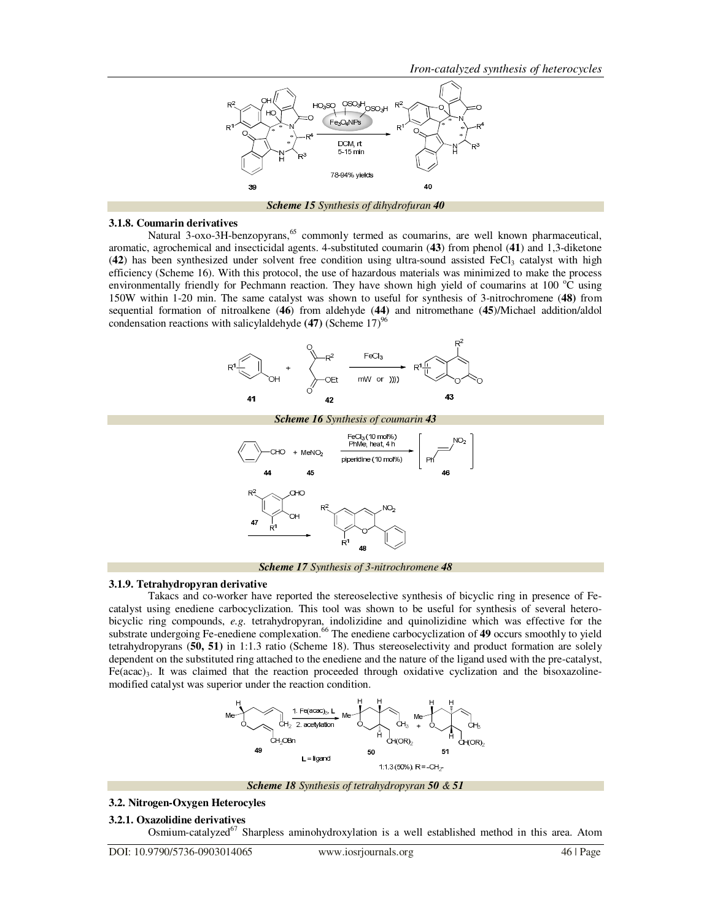*Scheme 15 Synthesis of dihydrofuran **40***

### 3.1.8. Coumarin derivatives

Natural 3-oxo-3H-benzopyrans,[65] commonly termed as coumarins, are well known pharmaceutical, aromatic, agrochemical and insecticidal agents. 4-substituted coumarin (**43**) from phenol (**41**) and 1,3-diketone (**42**) has been synthesized under solvent free condition using ultra-sound assisted $FeCl_3$ catalyst with high efficiency (Scheme 16). With this protocol, the use of hazardous materials was minimized to make the process environmentally friendly for Pechmann reaction. They have shown high yield of coumarins at 100 °C using 150W within 1-20 min. The same catalyst was shown to useful for synthesis of 3-nitrochromene (**48**) from sequential formation of nitroalkene (**46**) from aldehyde (**44**) and nitromethane (**45**)/Michael addition/aldol condensation reactions with salicylaldehyde **(47)** (Scheme 17)[96]

*Scheme 16 Synthesis of coumarin **43***

*Scheme 17 Synthesis of 3-nitrochromene **48***

### 3.1.9. Tetrahydropyran derivative

Takacs and co-worker have reported the stereoselective synthesis of bicyclic ring in presence of Fe-catalyst using enediene carbocyclization. This tool was shown to be useful for synthesis of several hetero-bicyclic ring compounds, *e.g.* tetrahydropyran, indolizidine and quinolizidine which was effective for the substrate undergoing Fe-enediene complexation.[66] The enediene carbocyclization of **49** occurs smoothly to yield tetrahydropyrans (**50, 51**) in 1:1.3 ratio (Scheme 18). Thus stereoselectivity and product formation are solely dependent on the substituted ring attached to the enediene and the nature of the ligand used with the pre-catalyst, $Fe(acac)_3$. It was claimed that the reaction proceeded through oxidative cyclization and the bisoxazoline-modified catalyst was superior under the reaction condition.

*Scheme 18 Synthesis of tetrahydropyran **50** & **51***

## 3.2. Nitrogen-Oxygen Heterocyles

### 3.2.1. Oxazolidine derivatives

Osmium-catalyzed[67] Sharpless aminohydroxylation is a well established method in this area. Atom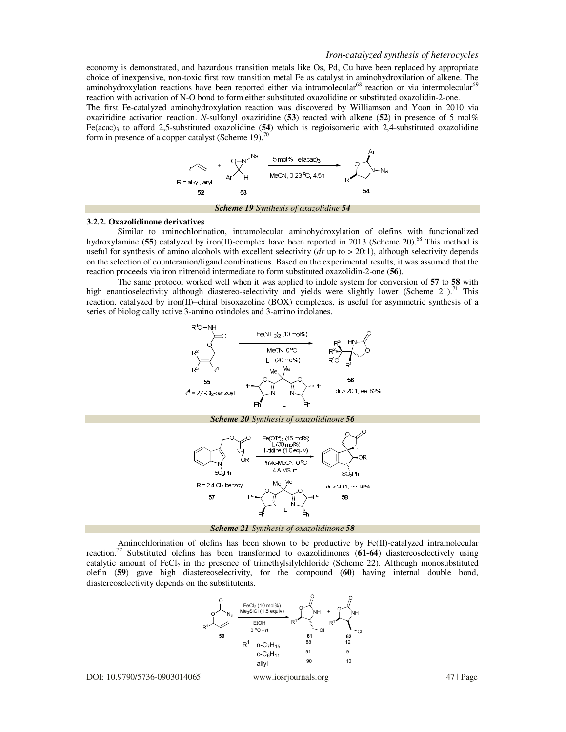economy is demonstrated, and hazardous transition metals like Os, Pd, Cu have been replaced by appropriate choice of inexpensive, non-toxic first row transition metal Fe as catalyst in aminohydroxilation of alkene. The aminohydroxylation reactions have been reported either via intramolecular[68] reaction or via intermolecular[69] reaction with activation of N-O bond to form either substituted oxazolidine or substituted oxazolidin-2-one.

The first Fe-catalyzed aminohydroxylation reaction was discovered by Williamson and Yoon in 2010 via oxaziridine activation reaction. *N*-sulfonyl oxaziridine (**53**) reacted with alkene (**52**) in presence of 5 mol% $Fe(acac)_3$ to afford 2,5-substituted oxazolidine (**54**) which is regioisomeric with 2,4-substituted oxazolidine form in presence of a copper catalyst (Scheme 19).[70]

***Scheme 19*** *Synthesis of oxazolidine* ***54***

### 3.2.2. Oxazolidinone derivatives

Similar to aminochlorination, intramolecular aminohydroxylation of olefins with functionalized hydroxylamine (**55**) catalyzed by iron(II)-complex have been reported in 2013 (Scheme 20).[68] This method is useful for synthesis of amino alcohols with excellent selectivity (*dr* up to > 20:1), although selectivity depends on the selection of counteranion/ligand combinations. Based on the experimental results, it was assumed that the reaction proceeds via iron nitrenoid intermediate to form substituted oxazolidin-2-one (**56**).

The same protocol worked well when it was applied to indole system for conversion of **57** to **58** with high enantioselectivity although diastereo-selectivity and yields were slightly lower (Scheme 21).[71] This reaction, catalyzed by iron(II)–chiral bisoxazoline (BOX) complexes, is useful for asymmetric synthesis of a series of biologically active 3-amino oxindoles and 3-amino indolanes.

***Scheme 20*** *Synthesis of oxazolidinone* ***56***

***Scheme 21*** *Synthesis of oxazolidinone* ***58***

Aminochlorination of olefins has been shown to be productive by Fe(II)-catalyzed intramolecular reaction.[72] Substituted olefins has been transformed to oxazolidinones (**61-64**) diastereoselectively using catalytic amount of $FeCl_2$ in the presence of trimethylsilylchloride (Scheme 22). Although monosubstituted olefin (**59**) gave high diastereoselectivity, for the compound (**60**) having internal double bond, diastereoselectivity depends on the substitutents.

| $R^1$ | 61 | 62 |
|---|---|---|
| n-$C_7H_{15}$ | 88 | 12 |
| c-$C_6H_{11}$ | 91 | 9 |
| allyl | 90 | 10 |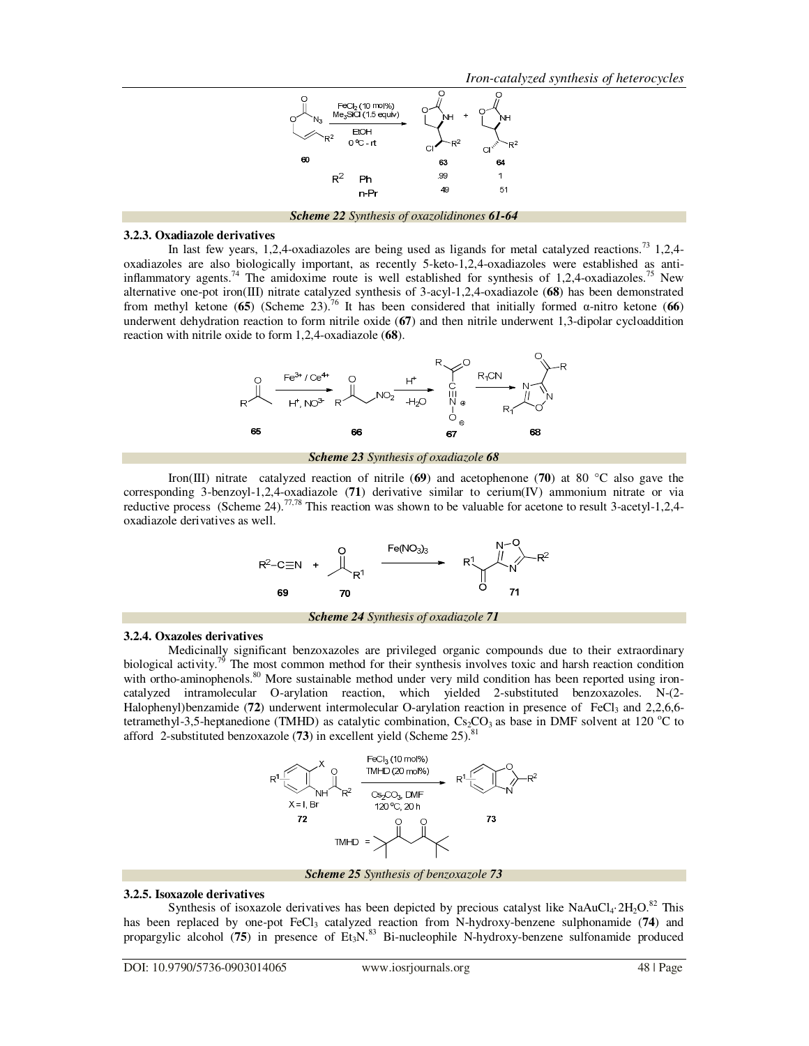| $R^2$ | 63 | 64 |
| --- | --- | --- |
| Ph | 99 | 1 |
| n-Pr | 49 | 51 |

***Scheme 22** Synthesis of oxazolidinones **61-64***

### 3.2.3. Oxadiazole derivatives

In last few years, 1,2,4-oxadiazoles are being used as ligands for metal catalyzed reactions.[73] 1,2,4-oxadiazoles are also biologically important, as recently 5-keto-1,2,4-oxadiazoles were established as anti-inflammatory agents.[74] The amidoxime route is well established for synthesis of 1,2,4-oxadiazoles.[75] New alternative one-pot iron(III) nitrate catalyzed synthesis of 3-acyl-1,2,4-oxadiazole (**68**) has been demonstrated from methyl ketone (**65**) (Scheme 23).[76] It has been considered that initially formed α-nitro ketone (**66**) underwent dehydration reaction to form nitrile oxide (**67**) and then nitrile underwent 1,3-dipolar cycloaddition reaction with nitrile oxide to form 1,2,4-oxadiazole (**68**).

***Scheme 23** Synthesis of oxadiazole **68***

Iron(III) nitrate catalyzed reaction of nitrile (**69**) and acetophenone (**70**) at 80 °C also gave the corresponding 3-benzoyl-1,2,4-oxadiazole (**71**) derivative similar to cerium(IV) ammonium nitrate or via reductive process (Scheme 24).[77,78] This reaction was shown to be valuable for acetone to result 3-acetyl-1,2,4-oxadiazole derivatives as well.

***Scheme 24** Synthesis of oxadiazole **71***

### 3.2.4. Oxazoles derivatives

Medicinally significant benzoxazoles are privileged organic compounds due to their extraordinary biological activity.[79] The most common method for their synthesis involves toxic and harsh reaction condition with ortho-aminophenols.[80] More sustainable method under very mild condition has been reported using iron-catalyzed intramolecular O-arylation reaction, which yielded 2-substituted benzoxazoles. N-(2-Halophenyl)benzamide (**72**) underwent intermolecular O-arylation reaction in presence of $FeCl_3$ and 2,2,6,6-tetramethyl-3,5-heptanedione (TMHD) as catalytic combination, $Cs_2CO_3$ as base in DMF solvent at 120 °C to afford 2-substituted benzoxazole (**73**) in excellent yield (Scheme 25).[81]

***Scheme 25** Synthesis of benzoxazole **73***

### 3.2.5. Isoxazole derivatives

Synthesis of isoxazole derivatives has been depicted by precious catalyst like $NaAuCl_4 \cdot 2H_2O$.[82] This has been replaced by one-pot $FeCl_3$ catalyzed reaction from N-hydroxy-benzene sulphonamide (**74**) and propargylic alcohol (**75**) in presence of $Et_3N$.[83] Bi-nucleophile N-hydroxy-benzene sulfonamide produced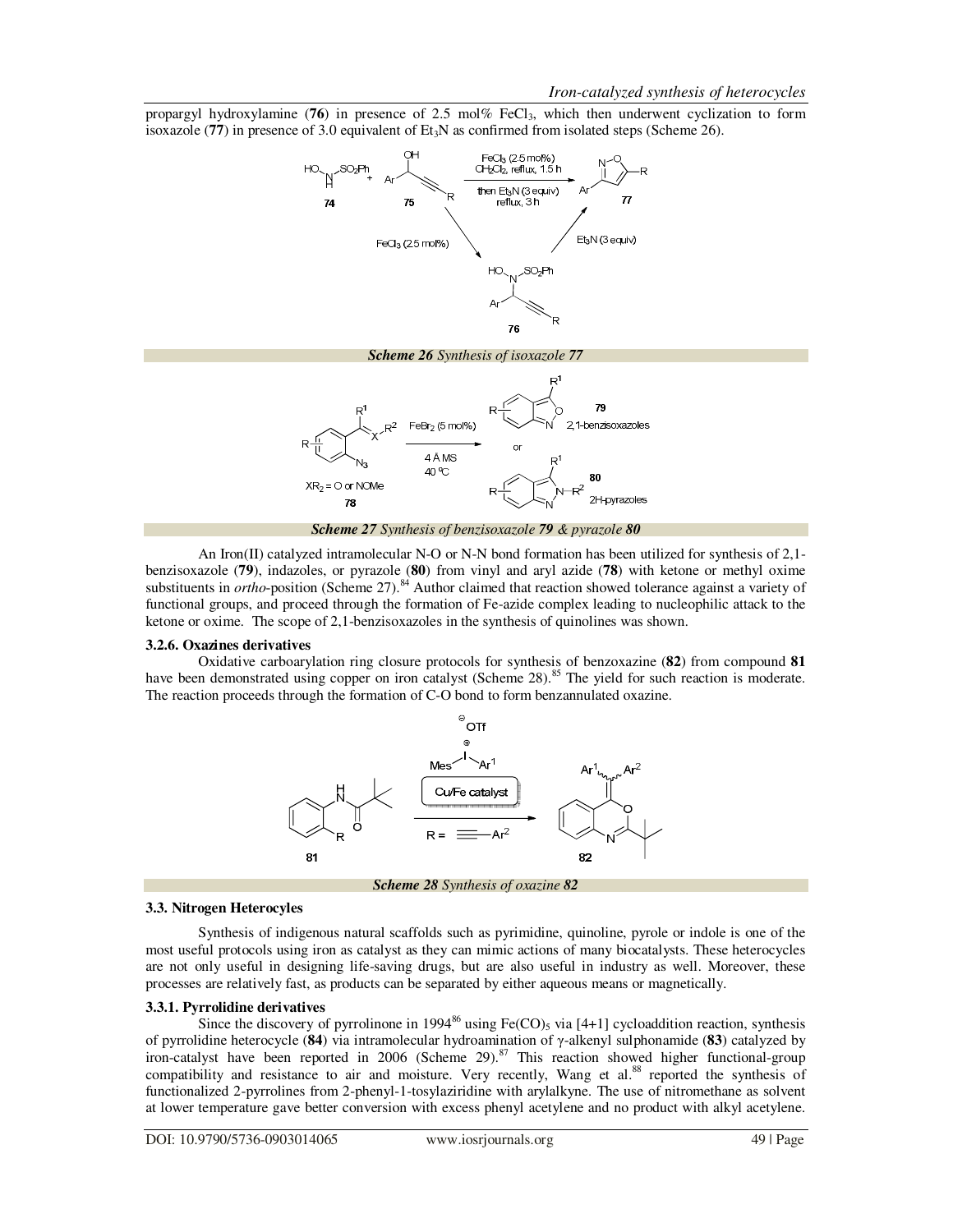propargyl hydroxylamine (**76**) in presence of 2.5 mol% $FeCl_3$, which then underwent cyclization to form isoxazole (**77**) in presence of 3.0 equivalent of $Et_3N$ as confirmed from isolated steps (Scheme 26).

***Scheme 26** Synthesis of isoxazole **77***

***Scheme 27** Synthesis of benzisoxazole **79** & pyrazole **80***

An Iron(II) catalyzed intramolecular N-O or N-N bond formation has been utilized for synthesis of 2,1-benzisoxazole (**79**), indazoles, or pyrazole (**80**) from vinyl and aryl azide (**78**) with ketone or methyl oxime substituents in *ortho*-position (Scheme 27).[84] Author claimed that reaction showed tolerance against a variety of functional groups, and proceed through the formation of Fe-azide complex leading to nucleophilic attack to the ketone or oxime. The scope of 2,1-benzisoxazoles in the synthesis of quinolines was shown.

### 3.2.6. Oxazines derivatives

Oxidative carboarylation ring closure protocols for synthesis of benzoxazine (**82**) from compound **81** have been demonstrated using copper on iron catalyst (Scheme 28).[85] The yield for such reaction is moderate. The reaction proceeds through the formation of C-O bond to form benzannulated oxazine.

***Scheme 28** Synthesis of oxazine **82***

## 3.3. Nitrogen Heterocycles

Synthesis of indigenous natural scaffolds such as pyrimidine, quinoline, pyrole or indole is one of the most useful protocols using iron as catalyst as they can mimic actions of many biocatalysts. These heterocycles are not only useful in designing life-saving drugs, but are also useful in industry as well. Moreover, these processes are relatively fast, as products can be separated by either aqueous means or magnetically.

### 3.3.1. Pyrrolidine derivatives

Since the discovery of pyrrolinone in 1994[86] using $Fe(CO)_5$ via [4+1] cycloaddition reaction, synthesis of pyrrolidine heterocycle (**84**) via intramolecular hydroamination of γ-alkenyl sulphonamide (**83**) catalyzed by iron-catalyst have been reported in 2006 (Scheme 29).[87] This reaction showed higher functional-group compatibility and resistance to air and moisture. Very recently, Wang et al.[88] reported the synthesis of functionalized 2-pyrrolines from 2-phenyl-1-tosylaziridine with arylalkyne. The use of nitromethane as solvent at lower temperature gave better conversion with excess phenyl acetylene and no product with alkyl acetylene.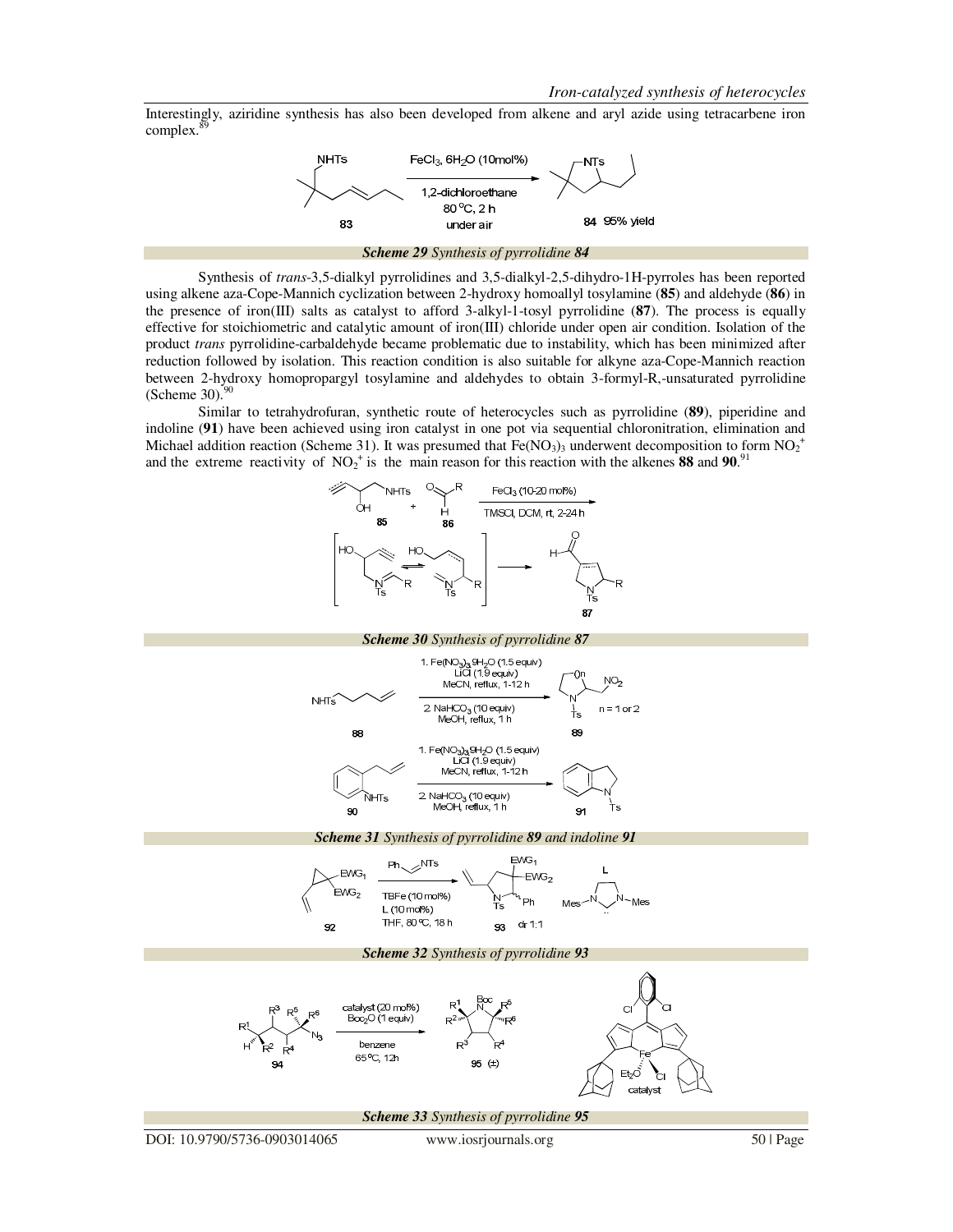Interestingly, aziridine synthesis has also been developed from alkene and aryl azide using tetracarbene iron complex.[89]

*Scheme 29 Synthesis of pyrrolidine 84*

Synthesis of *trans*-3,5-dialkyl pyrrolidines and 3,5-dialkyl-2,5-dihydro-1H-pyrroles has been reported using alkene aza-Cope-Mannich cyclization between 2-hydroxy homoallyl tosylamine (**85**) and aldehyde (**86**) in the presence of iron(III) salts as catalyst to afford 3-alkyl-1-tosyl pyrrolidine (**87**). The process is equally effective for stoichiometric and catalytic amount of iron(III) chloride under open air condition. Isolation of the product *trans* pyrrolidine-carbaldehyde became problematic due to instability, which has been minimized after reduction followed by isolation. This reaction condition is also suitable for alkyne aza-Cope-Mannich reaction between 2-hydroxy homopropargyl tosylamine and aldehydes to obtain 3-formyl-R,-unsaturated pyrrolidine (Scheme 30).[90]

Similar to tetrahydrofuran, synthetic route of heterocycles such as pyrrolidine (**89**), piperidine and indoline (**91**) have been achieved using iron catalyst in one pot via sequential chloronitration, elimination and Michael addition reaction (Scheme 31). It was presumed that $Fe(NO_3)_3$ underwent decomposition to form $NO_2^+$ and the extreme reactivity of $NO_2^+$ is the main reason for this reaction with the alkenes **88** and **90**.[91]

*Scheme 30 Synthesis of pyrrolidine 87*

*Scheme 31 Synthesis of pyrrolidine 89 and indoline 91*

*Scheme 32 Synthesis of pyrrolidine 93*

*Scheme 33 Synthesis of pyrrolidine 95*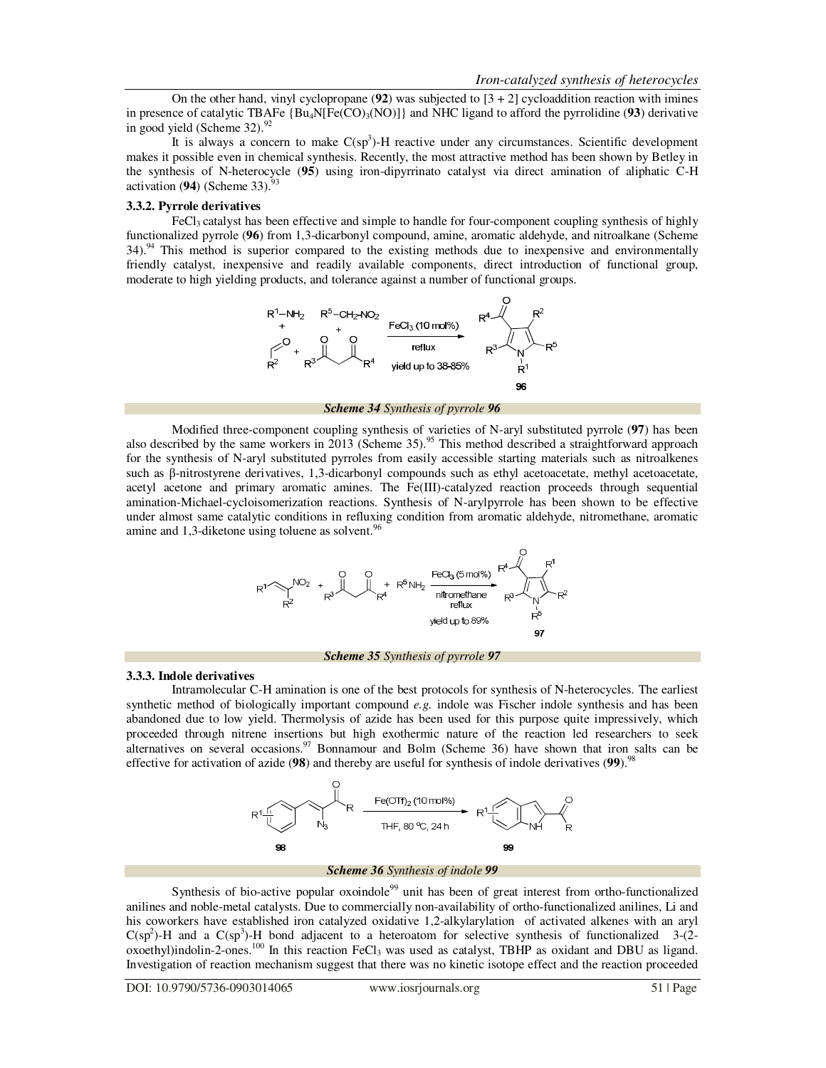On the other hand, vinyl cyclopropane (**92**) was subjected to [3 + 2] cycloaddition reaction with imines in presence of catalytic TBAFe {$Bu_4N[Fe(CO)_3(NO)]$} and NHC ligand to afford the pyrrolidine (**93**) derivative in good yield (Scheme 32).[92]

It is always a concern to make C($sp^3$)-H reactive under any circumstances. Scientific development makes it possible even in chemical synthesis. Recently, the most attractive method has been shown by Betley in the synthesis of N-heterocycle (**95**) using iron-dipyrrinato catalyst via direct amination of aliphatic C-H activation (**94**) (Scheme 33).[93]

### 3.3.2. Pyrrole derivatives

$FeCl_3$ catalyst has been effective and simple to handle for four-component coupling synthesis of highly functionalized pyrrole (**96**) from 1,3-dicarbonyl compound, amine, aromatic aldehyde, and nitroalkane (Scheme 34).[94] This method is superior compared to the existing methods due to inexpensive and environmentally friendly catalyst, inexpensive and readily available components, direct introduction of functional group, moderate to high yielding products, and tolerance against a number of functional groups.

***Scheme 34** Synthesis of pyrrole **96***

Modified three-component coupling synthesis of varieties of N-aryl substituted pyrrole (**97**) has been also described by the same workers in 2013 (Scheme 35).[95] This method described a straightforward approach for the synthesis of N-aryl substituted pyrroles from easily accessible starting materials such as nitroalkenes such as β-nitrostyrene derivatives, 1,3-dicarbonyl compounds such as ethyl acetoacetate, methyl acetoacetate, acetyl acetone and primary aromatic amines. The Fe(III)-catalyzed reaction proceeds through sequential amination-Michael-cycloisomerization reactions. Synthesis of N-arylpyrrole has been shown to be effective under almost same catalytic conditions in refluxing condition from aromatic aldehyde, nitromethane, aromatic amine and 1,3-diketone using toluene as solvent.[96]

***Scheme 35** Synthesis of pyrrole **97***

### 3.3.3. Indole derivatives

Intramolecular C-H amination is one of the best protocols for synthesis of N-heterocycles. The earliest synthetic method of biologically important compound *e.g.* indole was Fischer indole synthesis and has been abandoned due to low yield. Thermolysis of azide has been used for this purpose quite impressively, which proceeded through nitrene insertions but high exothermic nature of the reaction led researchers to seek alternatives on several occasions.[97] Bonnamour and Bolm (Scheme 36) have shown that iron salts can be effective for activation of azide (**98**) and thereby are useful for synthesis of indole derivatives (**99**).[98]

***Scheme 36** Synthesis of indole **99***

Synthesis of bio-active popular oxoindole[99] unit has been of great interest from ortho-functionalized anilines and noble-metal catalysts. Due to commercially non-availability of ortho-functionalized anilines, Li and his coworkers have established iron catalyzed oxidative 1,2-alkylarylation of activated alkenes with an aryl C($sp^2$)-H and a C($sp^3$)-H bond adjacent to a heteroatom for selective synthesis of functionalized 3-(2-oxoethyl)indolin-2-ones.[100] In this reaction $FeCl_3$ was used as catalyst, TBHP as oxidant and DBU as ligand. Investigation of reaction mechanism suggest that there was no kinetic isotope effect and the reaction proceeded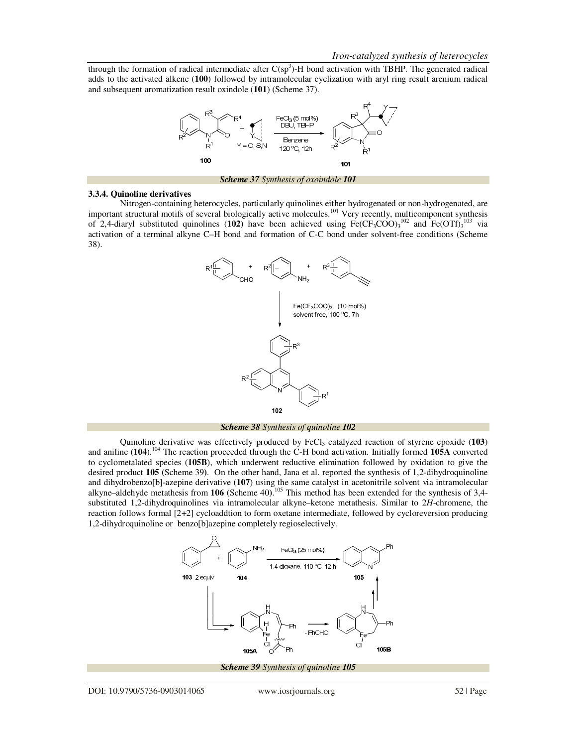through the formation of radical intermediate after $C(sp^3)$-H bond activation with TBHP. The generated radical adds to the activated alkene (**100**) followed by intramolecular cyclization with aryl ring result arenium radical and subsequent aromatization result oxindole (**101**) (Scheme 37).

***Scheme 37** Synthesis of oxoindole **101***

### 3.3.4. Quinoline derivatives

Nitrogen-containing heterocycles, particularly quinolines either hydrogenated or non-hydrogenated, are important structural motifs of several biologically active molecules.[101] Very recently, multicomponent synthesis of 2,4-diaryl substituted quinolines (**102**) have been achieved using $Fe(CF_3COO)_3$[102] and $Fe(OTf)_3$[103] via activation of a terminal alkyne C–H bond and formation of C-C bond under solvent-free conditions (Scheme 38).

***Scheme 38** Synthesis of quinoline **102***

Quinoline derivative was effectively produced by $FeCl_3$ catalyzed reaction of styrene epoxide (**103**) and aniline (**104**).[104] The reaction proceeded through the C-H bond activation. Initially formed **105A** converted to cyclometalated species (**105B**), which underwent reductive elimination followed by oxidation to give the desired product **105** (Scheme 39). On the other hand, Jana et al. reported the synthesis of 1,2-dihydroquinoline and dihydrobenzo[b]-azepine derivative (**107**) using the same catalyst in acetonitrile solvent via intramolecular alkyne–aldehyde metathesis from **106** (Scheme 40).[105] This method has been extended for the synthesis of 3,4-substituted 1,2-dihydroquinolines via intramolecular alkyne–ketone metathesis. Similar to 2*H*-chromene, the reaction follows formal [2+2] cycloaddtion to form oxetane intermediate, followed by cycloreversion producing 1,2-dihydroquinoline or benzo[b]azepine completely regioselectively.

***Scheme 39** Synthesis of quinoline **105***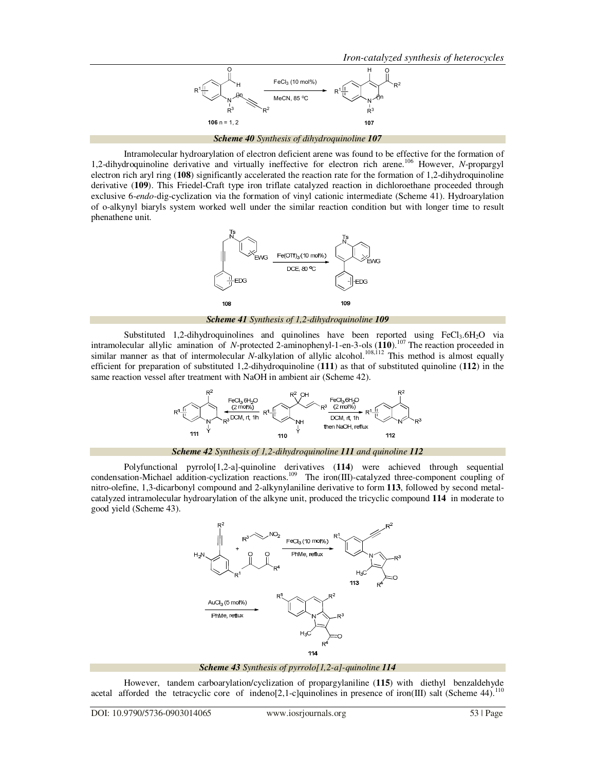*Scheme 40 Synthesis of dihydroquinoline **107***

Intramolecular hydroarylation of electron deficient arene was found to be effective for the formation of 1,2-dihydroquinoline derivative and virtually ineffective for electron rich arene.[106] However, *N*-propargyl electron rich aryl ring (**108**) significantly accelerated the reaction rate for the formation of 1,2-dihydroquinoline derivative (**109**). This Friedel-Craft type iron triflate catalyzed reaction in dichloroethane proceeded through exclusive 6-*endo*-dig-cyclization via the formation of vinyl cationic intermediate (Scheme 41). Hydroarylation of o-alkynyl biaryls system worked well under the similar reaction condition but with longer time to result phenathene unit.

*Scheme 41 Synthesis of 1,2-dihydroquinoline **109***

Substituted 1,2-dihydroquinolines and quinolines have been reported using $FeCl_3.6H_2O$ via intramolecular allylic amination of *N*-protected 2-aminophenyl-1-en-3-ols (**110**).[107] The reaction proceeded in similar manner as that of intermolecular *N*-alkylation of allylic alcohol.[108,112] This method is almost equally efficient for preparation of substituted 1,2-dihydroquinoline (**111**) as that of substituted quinoline (**112**) in the same reaction vessel after treatment with NaOH in ambient air (Scheme 42).

*Scheme 42 Synthesis of 1,2-dihydroquinoline **111** and quinoline **112***

Polyfunctional pyrrolo[1,2-a]-quinoline derivatives (**114**) were achieved through sequential condensation-Michael addition-cyclization reactions.[109] The iron(III)-catalyzed three-component coupling of nitro-olefine, 1,3-dicarbonyl compound and 2-alkynylaniline derivative to form **113**, followed by second metal-catalyzed intramolecular hydroarylation of the alkyne unit, produced the tricyclic compound **114** in moderate to good yield (Scheme 43).

*Scheme 43 Synthesis of pyrrolo[1,2-a]-quinoline **114***

However, tandem carboarylation/cyclization of propargylaniline (**115**) with diethyl benzaldehyde acetal afforded the tetracyclic core of indeno[2,1-c]quinolines in presence of iron(III) salt (Scheme 44).[110]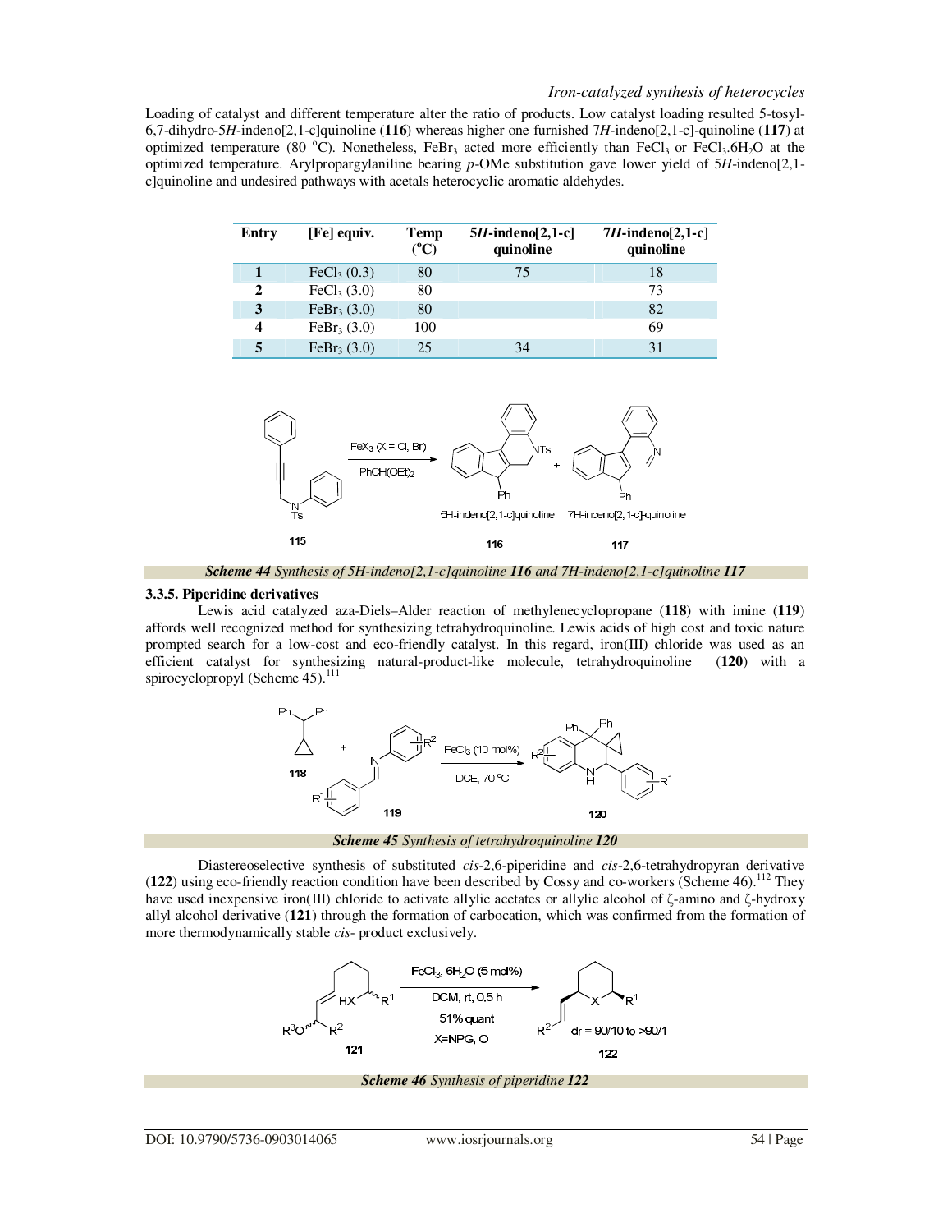Loading of catalyst and different temperature alter the ratio of products. Low catalyst loading resulted 5-tosyl-6,7-dihydro-5*H*-indeno[2,1-c]quinoline (**116**) whereas higher one furnished 7*H*-indeno[2,1-c]-quinoline (**117**) at optimized temperature (80 °C). Nonetheless, $FeBr_3$ acted more efficiently than $FeCl_3$ or $FeCl_3.6H_2O$ at the optimized temperature. Arylpropargylaniline bearing *p*-OMe substitution gave lower yield of 5*H*-indeno[2,1-c]quinoline and undesired pathways with acetals heterocyclic aromatic aldehydes.

| Entry | [Fe] equiv. | Temp (°C) | 5*H*-indeno[2,1-c] quinoline | 7*H*-indeno[2,1-c] quinoline |
|---|---|---|---|---|
| **1** | $FeCl_3$ (0.3) | 80 | 75 | 18 |
| **2** | $FeCl_3$ (3.0) | 80 | | 73 |
| **3** | $FeBr_3$ (3.0) | 80 | | 82 |
| **4** | $FeBr_3$ (3.0) | 100 | | 69 |
| **5** | $FeBr_3$ (3.0) | 25 | 34 | 31 |

***Scheme 44*** *Synthesis of 5H-indeno[2,1-c]quinoline* ***116*** *and 7H-indeno[2,1-c]quinoline* ***117***

### 3.3.5. Piperidine derivatives

Lewis acid catalyzed aza-Diels–Alder reaction of methylenecyclopropane (**118**) with imine (**119**) affords well recognized method for synthesizing tetrahydroquinoline. Lewis acids of high cost and toxic nature prompted search for a low-cost and eco-friendly catalyst. In this regard, iron(III) chloride was used as an efficient catalyst for synthesizing natural-product-like molecule, tetrahydroquinoline (**120**) with a spirocyclopropyl (Scheme 45).[111]

***Scheme 45*** *Synthesis of tetrahydroquinoline* ***120***

Diastereoselective synthesis of substituted *cis*-2,6-piperidine and *cis*-2,6-tetrahydropyran derivative (**122**) using eco-friendly reaction condition have been described by Cossy and co-workers (Scheme 46).[112] They have used inexpensive iron(III) chloride to activate allylic acetates or allylic alcohol of ζ-amino and ζ-hydroxy allyl alcohol derivative (**121**) through the formation of carbocation, which was confirmed from the formation of more thermodynamically stable *cis*- product exclusively.

***Scheme 46*** *Synthesis of piperidine* ***122***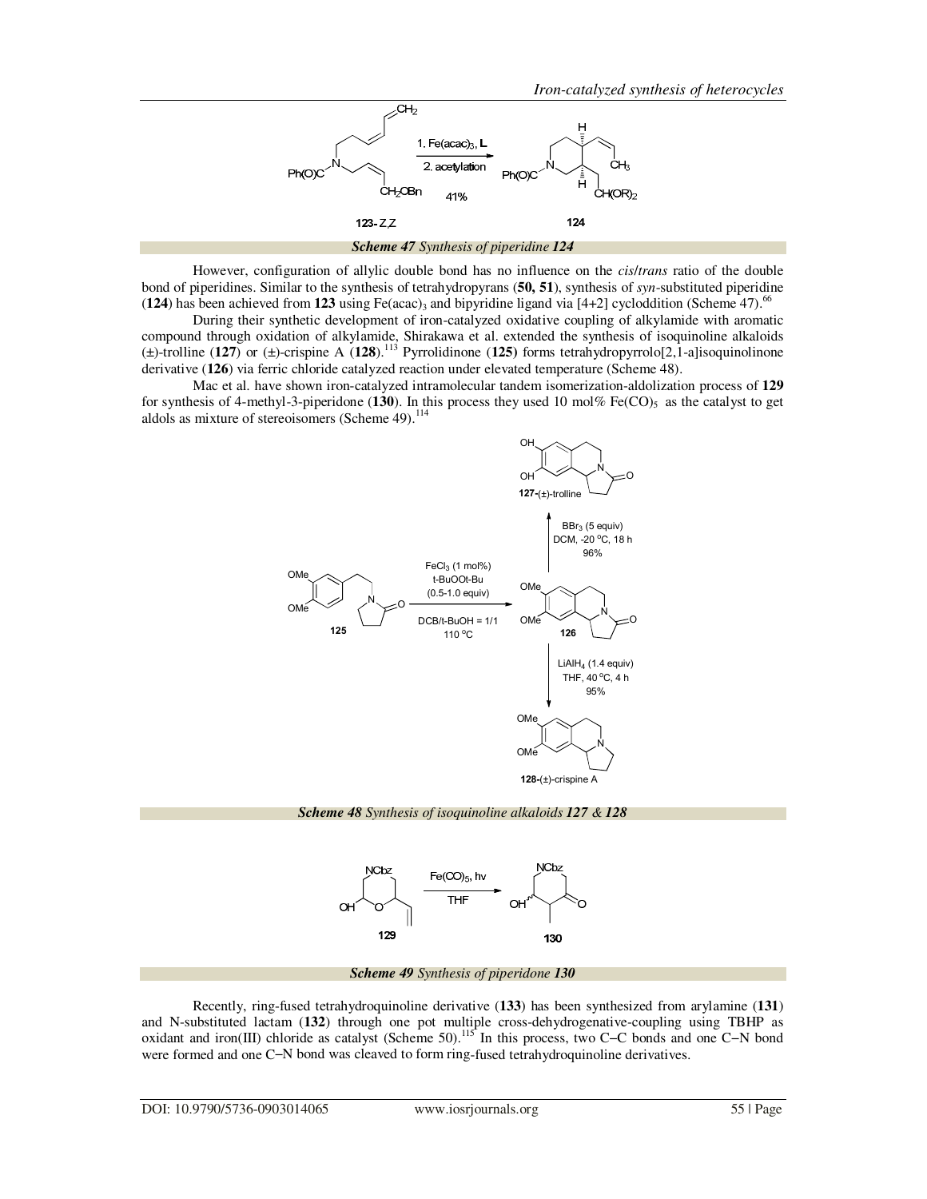*Scheme 47 Synthesis of piperidine **124***

However, configuration of allylic double bond has no influence on the *cis/trans* ratio of the double bond of piperidines. Similar to the synthesis of tetrahydropyrans (**50, 51**), synthesis of *syn*-substituted piperidine (**124**) has been achieved from **123** using $Fe(acac)_3$ and bipyridine ligand via [4+2] cycloddition (Scheme 47).[66]

During their synthetic development of iron-catalyzed oxidative coupling of alkylamide with aromatic compound through oxidation of alkylamide, Shirakawa et al. extended the synthesis of isoquinoline alkaloids (±)-trolline (**127**) or (±)-crispine A (**128**).[113] Pyrrolidinone (**125**) forms tetrahydropyrrolo[2,1-a]isoquinolinone derivative (**126**) via ferric chloride catalyzed reaction under elevated temperature (Scheme 48).

Mac et al. have shown iron-catalyzed intramolecular tandem isomerization-aldolization process of **129** for synthesis of 4-methyl-3-piperidone (**130**). In this process they used 10 mol% $Fe(CO)_5$ as the catalyst to get aldols as mixture of stereoisomers (Scheme 49).[114]

*Scheme 48 Synthesis of isoquinoline alkaloids **127** & **128***

*Scheme 49 Synthesis of piperidone **130***

Recently, ring-fused tetrahydroquinoline derivative (**133**) has been synthesized from arylamine (**131**) and N-substituted lactam (**132**) through one pot multiple cross-dehydrogenative-coupling using TBHP as oxidant and iron(III) chloride as catalyst (Scheme 50).[115] In this process, two C−C bonds and one C−N bond were formed and one C−N bond was cleaved to form ring-fused tetrahydroquinoline derivatives.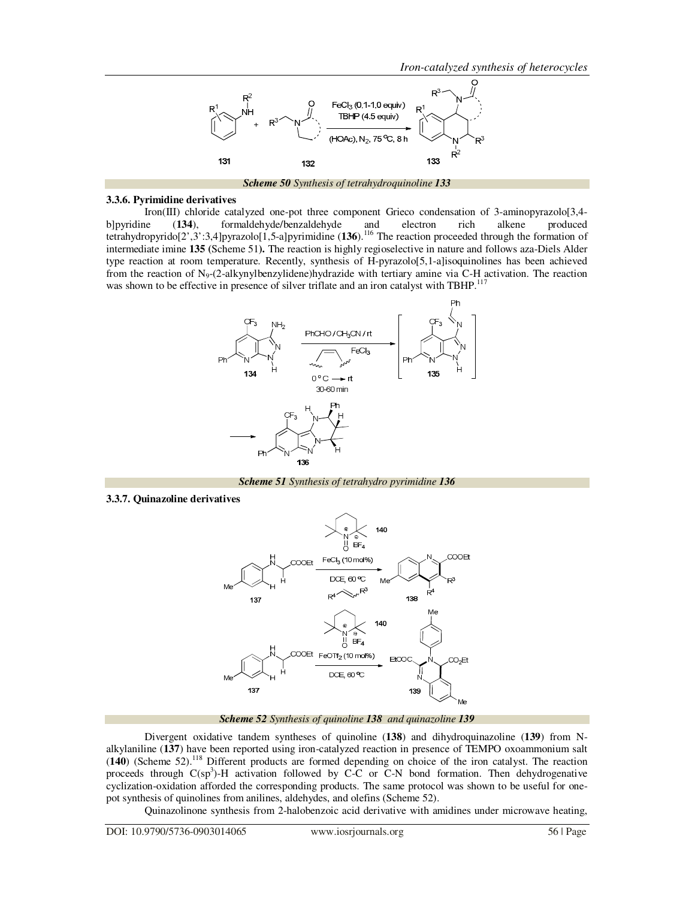*Scheme 50 Synthesis of tetrahydroquinoline **133***

**3.3.6. Pyrimidine derivatives**

Iron(III) chloride catalyzed one-pot three component Grieco condensation of 3-aminopyrazolo[3,4-b]pyridine (**134**), formaldehyde/benzaldehyde and electron rich alkene produced tetrahydropyrido[2',3':3,4]pyrazolo[1,5-a]pyrimidine (**136**).[116] The reaction proceeded through the formation of intermediate imine **135** (Scheme 51). The reaction is highly regioselective in nature and follows aza-Diels Alder type reaction at room temperature. Recently, synthesis of H-pyrazolo[5,1-a]isoquinolines has been achieved from the reaction of $N_9$-(2-alkynylbenzylidene)hydrazide with tertiary amine via C-H activation. The reaction was shown to be effective in presence of silver triflate and an iron catalyst with TBHP.[117]

*Scheme 51 Synthesis of tetrahydro pyrimidine **136***

**3.3.7. Quinazoline derivatives**

*Scheme 52 Synthesis of quinoline **138** and quinazoline **139***

Divergent oxidative tandem syntheses of quinoline (**138**) and dihydroquinazoline (**139**) from N-alkylaniline (**137**) have been reported using iron-catalyzed reaction in presence of TEMPO oxoammonium salt (**140**) (Scheme 52).[118] Different products are formed depending on choice of the iron catalyst. The reaction proceeds through C(sp$^3$)-H activation followed by C-C or C-N bond formation. Then dehydrogenative cyclization-oxidation afforded the corresponding products. The same protocol was shown to be useful for one-pot synthesis of quinolines from anilines, aldehydes, and olefins (Scheme 52).

Quinazolinone synthesis from 2-halobenzoic acid derivative with amidines under microwave heating,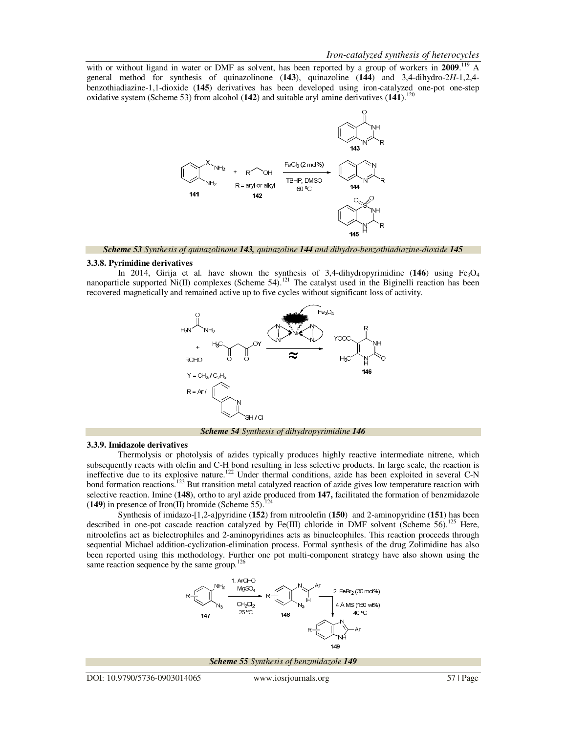with or without ligand in water or DMF as solvent, has been reported by a group of workers in **2009**.[119] A general method for synthesis of quinazolinone (**143**), quinazoline (**144**) and 3,4-dihydro-2*H*-1,2,4-benzothiadiazine-1,1-dioxide (**145**) derivatives has been developed using iron-catalyzed one-pot one-step oxidative system (Scheme 53) from alcohol (**142**) and suitable aryl amine derivatives (**141**).[120]

***Scheme 53** Synthesis of quinazolinone **143**, quinazoline **144** and dihydro-benzothiadiazine-dioxide **145***

### 3.3.8. Pyrimidine derivatives

In 2014, Girija et al. have shown the synthesis of 3,4-dihydropyrimidine (**146**) using $Fe_3O_4$ nanoparticle supported Ni(II) complexes (Scheme 54).[121] The catalyst used in the Biginelli reaction has been recovered magnetically and remained active up to five cycles without significant loss of activity.

***Scheme 54** Synthesis of dihydropyrimidine **146***

### 3.3.9. Imidazole derivatives

Thermolysis or photolysis of azides typically produces highly reactive intermediate nitrene, which subsequently reacts with olefin and C-H bond resulting in less selective products. In large scale, the reaction is ineffective due to its explosive nature.[122] Under thermal conditions, azide has been exploited in several C-N bond formation reactions.[123] But transition metal catalyzed reaction of azide gives low temperature reaction with selective reaction. Imine (**148**), ortho to aryl azide produced from **147,** facilitated the formation of benzmidazole (**149**) in presence of Iron(II) bromide (Scheme 55).[124]

Synthesis of imidazo-[1,2-a]pyridine (**152**) from nitroolefin (**150**) and 2-aminopyridine (**151**) has been described in one-pot cascade reaction catalyzed by Fe(III) chloride in DMF solvent (Scheme 56).[125] Here, nitroolefins act as bielectrophiles and 2-aminopyridines acts as binucleophiles. This reaction proceeds through sequential Michael addition-cyclization-elimination process. Formal synthesis of the drug Zolimidine has also been reported using this methodology. Further one pot multi-component strategy have also shown using the same reaction sequence by the same group.[126]

***Scheme 55** Synthesis of benzmidazole **149***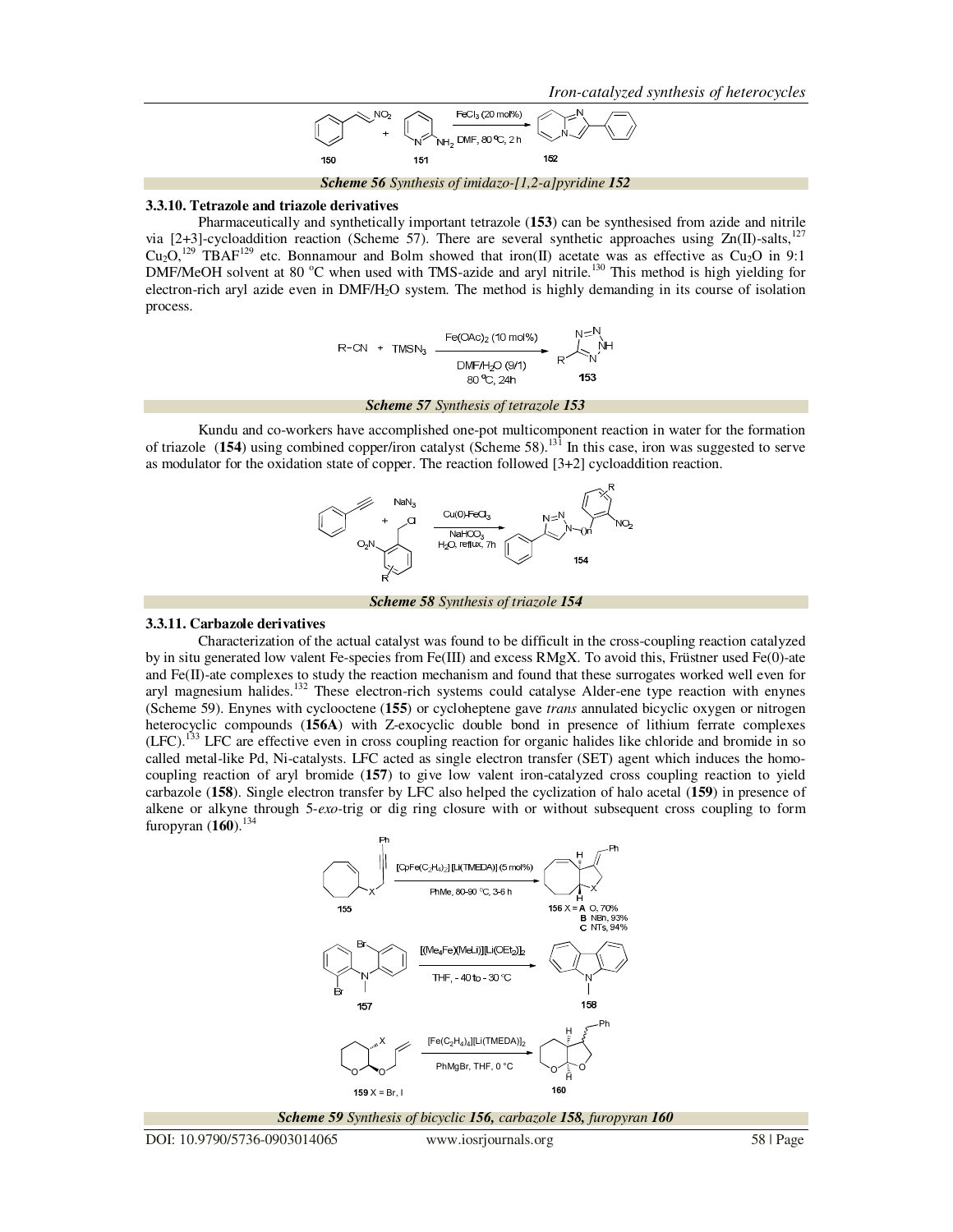*Scheme 56 Synthesis of imidazo-[1,2-a]pyridine **152***

### 3.3.10. Tetrazole and triazole derivatives

Pharmaceutically and synthetically important tetrazole (**153**) can be synthesised from azide and nitrile via [2+3]-cycloaddition reaction (Scheme 57). There are several synthetic approaches using Zn(II)-salts,[127] $Cu_2O$,[129] TBAF[129] etc. Bonnamour and Bolm showed that iron(II) acetate was as effective as $Cu_2O$ in 9:1 DMF/MeOH solvent at 80 °C when used with TMS-azide and aryl nitrile.[130] This method is high yielding for electron-rich aryl azide even in DMF/$H_2O$ system. The method is highly demanding in its course of isolation process.

*Scheme 57 Synthesis of tetrazole **153***

Kundu and co-workers have accomplished one-pot multicomponent reaction in water for the formation of triazole (**154**) using combined copper/iron catalyst (Scheme 58).[131] In this case, iron was suggested to serve as modulator for the oxidation state of copper. The reaction followed [3+2] cycloaddition reaction.

*Scheme 58 Synthesis of triazole **154***

### 3.3.11. Carbazole derivatives

Characterization of the actual catalyst was found to be difficult in the cross-coupling reaction catalyzed by in situ generated low valent Fe-species from Fe(III) and excess RMgX. To avoid this, Früstner used Fe(0)-ate and Fe(II)-ate complexes to study the reaction mechanism and found that these surrogates worked well even for aryl magnesium halides.[132] These electron-rich systems could catalyse Alder-ene type reaction with enynes (Scheme 59). Enynes with cyclooctene (**155**) or cycloheptene gave *trans* annulated bicyclic oxygen or nitrogen heterocyclic compounds (**156A**) with Z-exocyclic double bond in presence of lithium ferrate complexes (LFC).[133] LFC are effective even in cross coupling reaction for organic halides like chloride and bromide in so called metal-like Pd, Ni-catalysts. LFC acted as single electron transfer (SET) agent which induces the homo-coupling reaction of aryl bromide (**157**) to give low valent iron-catalyzed cross coupling reaction to yield carbazole (**158**). Single electron transfer by LFC also helped the cyclization of halo acetal (**159**) in presence of alkene or alkyne through 5-*exo*-trig or dig ring closure with or without subsequent cross coupling to form furopyran (**160**).[134]

*Scheme 59 Synthesis of bicyclic **156**, carbazole **158**, furopyran **160***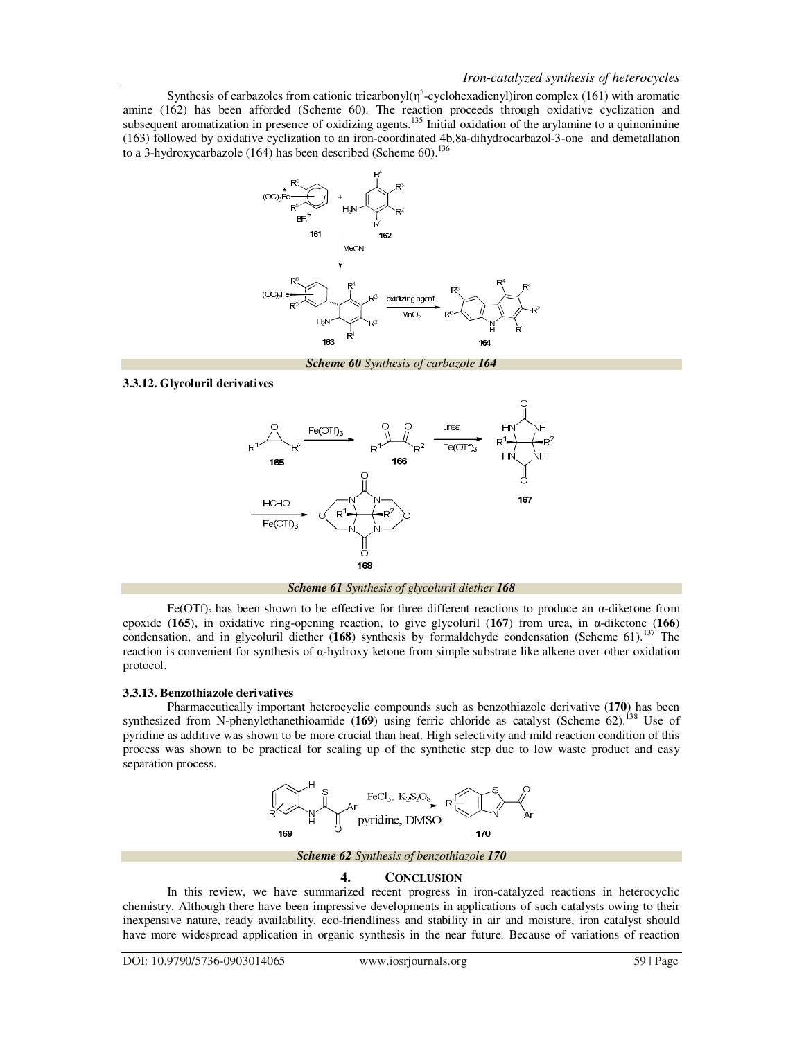Synthesis of carbazoles from cationic tricarbonyl($\eta^5$-cyclohexadienyl)iron complex (161) with aromatic amine (162) has been afforded (Scheme 60). The reaction proceeds through oxidative cyclization and subsequent aromatization in presence of oxidizing agents.[135] Initial oxidation of the arylamine to a quinonimine (163) followed by oxidative cyclization to an iron-coordinated 4b,8a-dihydrocarbazol-3-one and demetallation to a 3-hydroxycarbazole (164) has been described (Scheme 60).[136]

***Scheme 60** Synthesis of carbazole **164***

### 3.3.12. Glycoluril derivatives

***Scheme 61** Synthesis of glycoluril diether **168***

$Fe(OTf)_3$ has been shown to be effective for three different reactions to produce an α-diketone from epoxide (**165**), in oxidative ring-opening reaction, to give glycoluril (**167**) from urea, in α-diketone (**166**) condensation, and in glycoluril diether (**168**) synthesis by formaldehyde condensation (Scheme 61).[137] The reaction is convenient for synthesis of α-hydroxy ketone from simple substrate like alkene over other oxidation protocol.

### 3.3.13. Benzothiazole derivatives

Pharmaceutically important heterocyclic compounds such as benzothiazole derivative (**170**) has been synthesized from N-phenylethanethioamide (**169**) using ferric chloride as catalyst (Scheme 62).[138] Use of pyridine as additive was shown to be more crucial than heat. High selectivity and mild reaction condition of this process was shown to be practical for scaling up of the synthetic step due to low waste product and easy separation process.

***Scheme 62** Synthesis of benzothiazole **170***

## 4. CONCLUSION

In this review, we have summarized recent progress in iron-catalyzed reactions in heterocyclic chemistry. Although there have been impressive developments in applications of such catalysts owing to their inexpensive nature, ready availability, eco-friendliness and stability in air and moisture, iron catalyst should have more widespread application in organic synthesis in the near future. Because of variations of reaction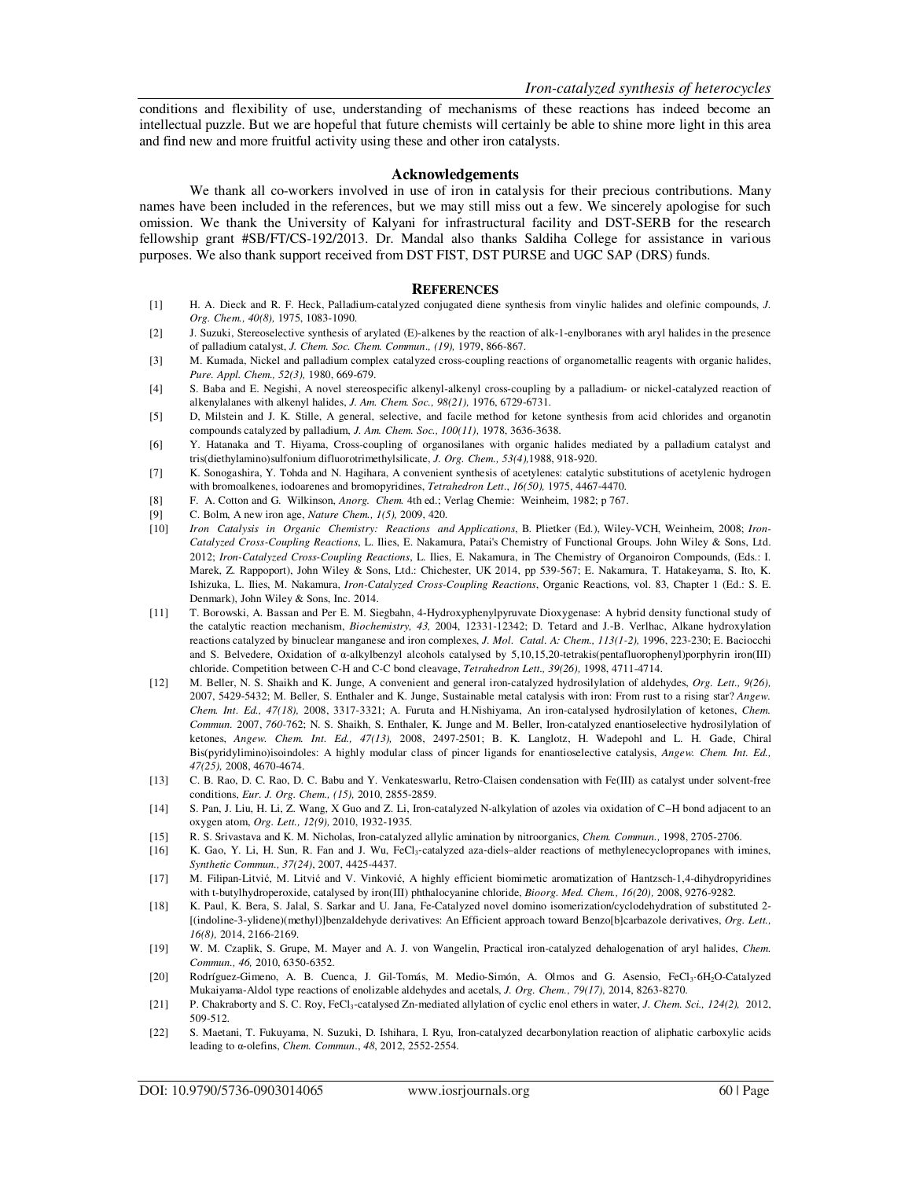conditions and flexibility of use, understanding of mechanisms of these reactions has indeed become an intellectual puzzle. But we are hopeful that future chemists will certainly be able to shine more light in this area and find new and more fruitful activity using these and other iron catalysts.

## Acknowledgements

We thank all co-workers involved in use of iron in catalysis for their precious contributions. Many names have been included in the references, but we may still miss out a few. We sincerely apologise for such omission. We thank the University of Kalyani for infrastructural facility and DST-SERB for the research fellowship grant #SB/FT/CS-192/2013. Dr. Mandal also thanks Saldiha College for assistance in various purposes. We also thank support received from DST FIST, DST PURSE and UGC SAP (DRS) funds.

## REFERENCES

[1] H. A. Dieck and R. F. Heck, Palladium-catalyzed conjugated diene synthesis from vinylic halides and olefinic compounds, *J. Org. Chem., 40(8),* 1975, 1083-1090.

[2] J. Suzuki, Stereoselective synthesis of arylated (E)-alkenes by the reaction of alk-1-enylboranes with aryl halides in the presence of palladium catalyst, *J. Chem. Soc. Chem. Commun., (19),* 1979, 866-867.

[3] M. Kumada, Nickel and palladium complex catalyzed cross-coupling reactions of organometallic reagents with organic halides, *Pure. Appl. Chem., 52(3),* 1980, 669-679.

[4] S. Baba and E. Negishi, A novel stereospecific alkenyl-alkenyl cross-coupling by a palladium- or nickel-catalyzed reaction of alkenylalanes with alkenyl halides, *J. Am. Chem. Soc., 98(21),* 1976, 6729-6731.

[5] D, Milstein and J. K. Stille, A general, selective, and facile method for ketone synthesis from acid chlorides and organotin compounds catalyzed by palladium, *J. Am. Chem. Soc., 100(11),* 1978, 3636-3638.

[6] Y. Hatanaka and T. Hiyama, Cross-coupling of organosilanes with organic halides mediated by a palladium catalyst and tris(diethylamino)sulfonium difluorotrimethylsilicate, *J. Org. Chem., 53(4),*1988, 918-920.

[7] K. Sonogashira, Y. Tohda and N. Hagihara, A convenient synthesis of acetylenes: catalytic substitutions of acetylenic hydrogen with bromoalkenes, iodoarenes and bromopyridines, *Tetrahedron Lett., 16(50),* 1975, 4467-4470.

[8] F. A. Cotton and G. Wilkinson, *Anorg. Chem.* 4th ed.; Verlag Chemie: Weinheim, 1982; p 767.

[9] C. Bolm, A new iron age, *Nature Chem., 1(5),* 2009, 420.

[10] *Iron Catalysis in Organic Chemistry: Reactions and Applications*, B. Plietker (Ed.), Wiley-VCH, Weinheim, 2008; *Iron-Catalyzed Cross-Coupling Reactions*, L. Ilies, E. Nakamura, Patai's Chemistry of Functional Groups. John Wiley & Sons, Ltd. 2012; *Iron-Catalyzed Cross-Coupling Reactions*, L. Ilies, E. Nakamura, in The Chemistry of Organoiron Compounds, (Eds.: I. Marek, Z. Rappoport), John Wiley & Sons, Ltd.: Chichester, UK 2014, pp 539-567; E. Nakamura, T. Hatakeyama, S. Ito, K. Ishizuka, L. Ilies, M. Nakamura, *Iron-Catalyzed Cross-Coupling Reactions*, Organic Reactions, vol. 83, Chapter 1 (Ed.: S. E. Denmark), John Wiley & Sons, Inc. 2014.

[11] T. Borowski, A. Bassan and Per E. M. Siegbahn, 4-Hydroxyphenylpyruvate Dioxygenase: A hybrid density functional study of the catalytic reaction mechanism, *Biochemistry, 43,* 2004, 12331-12342; D. Tetard and J.-B. Verlhac, Alkane hydroxylation reactions catalyzed by binuclear manganese and iron complexes, *J. Mol. Catal. A: Chem., 113(1-2),* 1996, 223-230; E. Baciocchi and S. Belvedere, Oxidation of α-alkylbenzyl alcohols catalysed by 5,10,15,20-tetrakis(pentafluorophenyl)porphyrin iron(III) chloride. Competition between C-H and C-C bond cleavage, *Tetrahedron Lett., 39(26),* 1998, 4711-4714.

[12] M. Beller, N. S. Shaikh and K. Junge, A convenient and general iron-catalyzed hydrosilylation of aldehydes, *Org. Lett., 9(26),* 2007, 5429-5432; M. Beller, S. Enthaler and K. Junge, Sustainable metal catalysis with iron: From rust to a rising star? *Angew. Chem. Int. Ed., 47(18),* 2008, 3317-3321; A. Furuta and H.Nishiyama, An iron-catalysed hydrosilylation of ketones, *Chem. Commun.* 2007, *760*-762; N. S. Shaikh, S. Enthaler, K. Junge and M. Beller, Iron-catalyzed enantioselective hydrosilylation of ketones, *Angew. Chem. Int. Ed., 47(13),* 2008, 2497-2501; B. K. Langlotz, H. Wadepohl and L. H. Gade, Chiral Bis(pyridylimino)isoindoles: A highly modular class of pincer ligands for enantioselective catalysis, *Angew. Chem. Int. Ed., 47(25),* 2008, 4670-4674.

[13] C. B. Rao, D. C. Rao, D. C. Babu and Y. Venkateswarlu, Retro-Claisen condensation with Fe(III) as catalyst under solvent-free conditions, *Eur. J. Org. Chem., (15),* 2010, 2855-2859.

[14] S. Pan, J. Liu, H. Li, Z. Wang, X Guo and Z. Li, Iron-catalyzed N-alkylation of azoles via oxidation of C−H bond adjacent to an oxygen atom, *Org. Lett., 12(9),* 2010, 1932-1935.

[15] R. S. Srivastava and K. M. Nicholas, Iron-catalyzed allylic amination by nitroorganics, *Chem. Commun.,* 1998, 2705-2706.

[16] K. Gao, Y. Li, H. Sun, R. Fan and J. Wu, $FeCl_3$-catalyzed aza-diels–alder reactions of methylenecyclopropanes with imines, *Synthetic Commun., 37(24),* 2007, 4425-4437.

[17] M. Filipan-Litvić, M. Litvić and V. Vinković, A highly efficient biomimetic aromatization of Hantzsch-1,4-dihydropyridines with t-butylhydroperoxide, catalysed by iron(III) phthalocyanine chloride, *Bioorg. Med. Chem., 16(20),* 2008, 9276-9282.

[18] K. Paul, K. Bera, S. Jalal, S. Sarkar and U. Jana, Fe-Catalyzed novel domino isomerization/cyclodehydration of substituted 2-[(indoline-3-ylidene)(methyl)]benzaldehyde derivatives: An Efficient approach toward Benzo[b]carbazole derivatives, *Org. Lett., 16(8),* 2014, 2166-2169.

[19] W. M. Czaplik, S. Grupe, M. Mayer and A. J. von Wangelin, Practical iron-catalyzed dehalogenation of aryl halides, *Chem. Commun., 46,* 2010, 6350-6352.

[20] Rodríguez-Gimeno, A. B. Cuenca, J. Gil-Tomás, M. Medio-Simón, A. Olmos and G. Asensio, $FeCl_3\cdot 6H_2O$-Catalyzed Mukaiyama-Aldol type reactions of enolizable aldehydes and acetals, *J. Org. Chem., 79(17),* 2014, 8263-8270.

[21] P. Chakraborty and S. C. Roy, $FeCl_3$-catalysed Zn-mediated allylation of cyclic enol ethers in water, *J. Chem. Sci., 124(2),* 2012, 509-512.

[22] S. Maetani, T. Fukuyama, N. Suzuki, D. Ishihara, I. Ryu, Iron-catalyzed decarbonylation reaction of aliphatic carboxylic acids leading to α-olefins, *Chem. Commun., 48,* 2012, 2552-2554.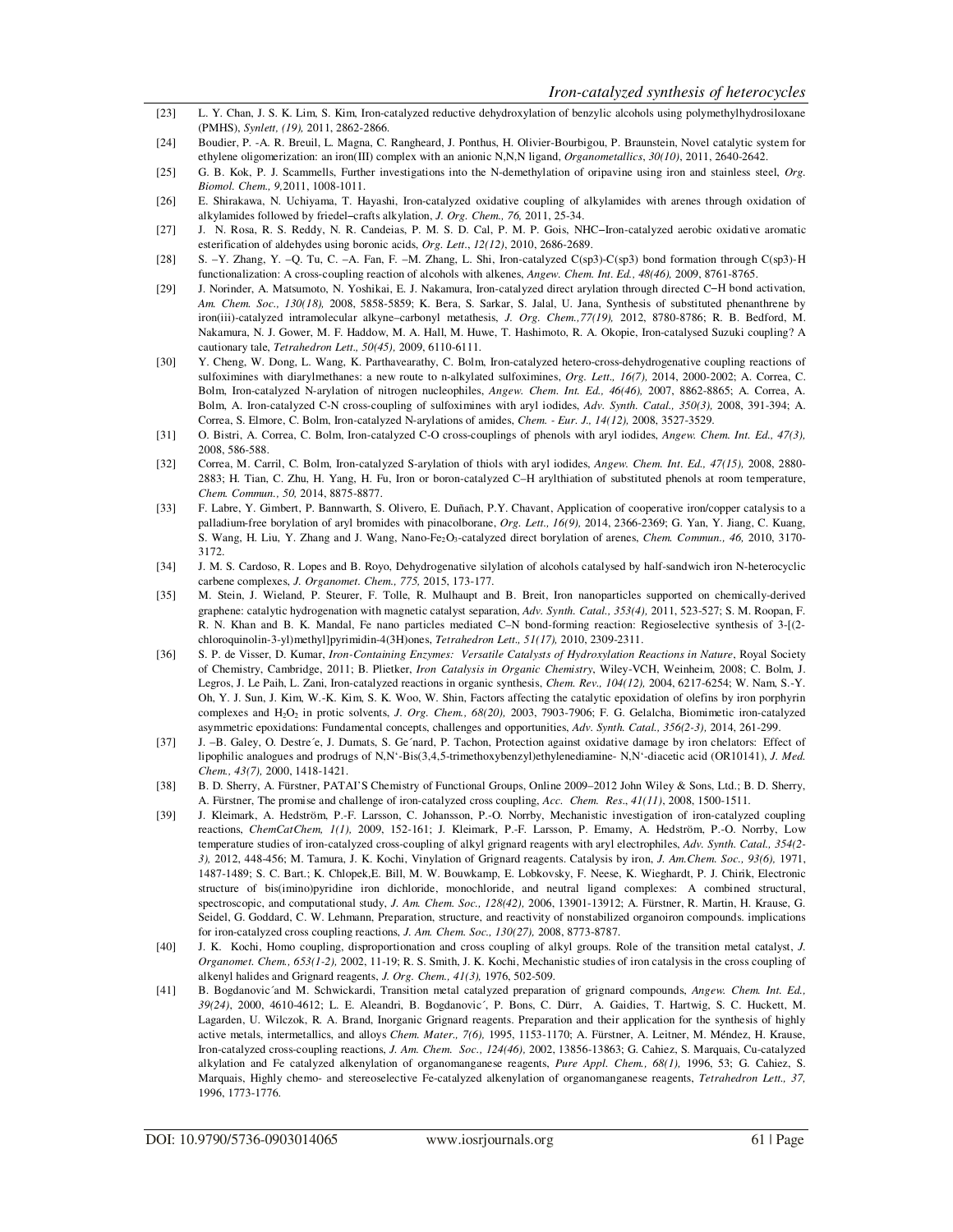[23] L. Y. Chan, J. S. K. Lim, S. Kim, Iron-catalyzed reductive dehydroxylation of benzylic alcohols using polymethylhydrosiloxane (PMHS), *Synlett, (19),* 2011, 2862-2866.

[24] Boudier, P. -A. R. Breuil, L. Magna, C. Rangheard, J. Ponthus, H. Olivier-Bourbigou, P. Braunstein, Novel catalytic system for ethylene oligomerization: an iron(III) complex with an anionic N,N,N ligand, *Organometallics*, *30(10)*, 2011, 2640-2642.

[25] G. B. Kok, P. J. Scammells, Further investigations into the N-demethylation of oripavine using iron and stainless steel, *Org. Biomol. Chem., 9,*2011, 1008-1011.

[26] E. Shirakawa, N. Uchiyama, T. Hayashi, Iron-catalyzed oxidative coupling of alkylamides with arenes through oxidation of alkylamides followed by friedel–crafts alkylation, *J. Org. Chem., 76,* 2011, 25-34.

[27] J. N. Rosa, R. S. Reddy, N. R. Candeias, P. M. S. D. Cal, P. M. P. Gois, NHC–Iron-catalyzed aerobic oxidative aromatic esterification of aldehydes using boronic acids, *Org. Lett.*, *12(12)*, 2010, 2686-2689.

[28] S. –Y. Zhang, Y. –Q. Tu, C. –A. Fan, F. –M. Zhang, L. Shi, Iron-catalyzed C(sp3)-C(sp3) bond formation through C(sp3)-H functionalization: A cross-coupling reaction of alcohols with alkenes, *Angew. Chem. Int. Ed., 48(46),* 2009, 8761-8765.

[29] J. Norinder, A. Matsumoto, N. Yoshikai, E. J. Nakamura, Iron-catalyzed direct arylation through directed C–H bond activation, *Am. Chem. Soc., 130(18),* 2008, 5858-5859; K. Bera, S. Sarkar, S. Jalal, U. Jana, Synthesis of substituted phenanthrene by iron(iii)-catalyzed intramolecular alkyne–carbonyl metathesis, *J. Org. Chem.,77(19),* 2012, 8780-8786; R. B. Bedford, M. Nakamura, N. J. Gower, M. F. Haddow, M. A. Hall, M. Huwe, T. Hashimoto, R. A. Okopie, Iron-catalysed Suzuki coupling? A cautionary tale, *Tetrahedron Lett., 50(45),* 2009, 6110-6111.

[30] Y. Cheng, W. Dong, L. Wang, K. Parthavearathy, C. Bolm, Iron-catalyzed hetero-cross-dehydrogenative coupling reactions of sulfoximines with diarylmethanes: a new route to n-alkylated sulfoximines, *Org. Lett., 16(7),* 2014, 2000-2002; A. Correa, C. Bolm, Iron-catalyzed N-arylation of nitrogen nucleophiles, *Angew. Chem. Int. Ed., 46(46),* 2007, 8862-8865; A. Correa, A. Bolm, A. Iron-catalyzed C-N cross-coupling of sulfoximines with aryl iodides, *Adv. Synth. Catal., 350(3),* 2008, 391-394; A. Correa, S. Elmore, C. Bolm, Iron-catalyzed N-arylations of amides, *Chem. - Eur. J., 14(12),* 2008, 3527-3529.

[31] O. Bistri, A. Correa, C. Bolm, Iron-catalyzed C-O cross-couplings of phenols with aryl iodides, *Angew. Chem. Int. Ed., 47(3),* 2008, 586-588.

[32] Correa, M. Carril, C. Bolm, Iron-catalyzed S-arylation of thiols with aryl iodides, *Angew. Chem. Int. Ed., 47(15),* 2008, 2880-2883; H. Tian, C. Zhu, H. Yang, H. Fu, Iron or boron-catalyzed C–H arylthiation of substituted phenols at room temperature, *Chem. Commun., 50,* 2014, 8875-8877.

[33] F. Labre, Y. Gimbert, P. Bannwarth, S. Olivero, E. Duñach, P.Y. Chavant, Application of cooperative iron/copper catalysis to a palladium-free borylation of aryl bromides with pinacolborane, *Org. Lett., 16(9),* 2014, 2366-2369; G. Yan, Y. Jiang, C. Kuang, S. Wang, H. Liu, Y. Zhang and J. Wang, Nano-$Fe_2O_3$-catalyzed direct borylation of arenes, *Chem. Commun., 46,* 2010, 3170-3172.

[34] J. M. S. Cardoso, R. Lopes and B. Royo, Dehydrogenative silylation of alcohols catalysed by half-sandwich iron N-heterocyclic carbene complexes, *J. Organomet. Chem., 775,* 2015, 173-177.

[35] M. Stein, J. Wieland, P. Steurer, F. Tolle, R. Mulhaupt and B. Breit, Iron nanoparticles supported on chemically-derived graphene: catalytic hydrogenation with magnetic catalyst separation, *Adv. Synth. Catal., 353(4),* 2011, 523-527; S. M. Roopan, F. R. N. Khan and B. K. Mandal, Fe nano particles mediated C–N bond-forming reaction: Regioselective synthesis of 3-[(2-chloroquinolin-3-yl)methyl]pyrimidin-4(3H)ones, *Tetrahedron Lett., 51(17),* 2010, 2309-2311.

[36] S. P. de Visser, D. Kumar, *Iron-Containing Enzymes: Versatile Catalysts of Hydroxylation Reactions in Nature*, Royal Society of Chemistry, Cambridge, 2011; B. Plietker, *Iron Catalysis in Organic Chemistry*, Wiley-VCH, Weinheim, 2008; C. Bolm, J. Legros, J. Le Paih, L. Zani, Iron-catalyzed reactions in organic synthesis, *Chem. Rev., 104(12),* 2004, 6217-6254; W. Nam, S.-Y. Oh, Y. J. Sun, J. Kim, W.-K. Kim, S. K. Woo, W. Shin, Factors affecting the catalytic epoxidation of olefins by iron porphyrin complexes and $H_2O_2$ in protic solvents, *J. Org. Chem., 68(20),* 2003, 7903-7906; F. G. Gelalcha, Biomimetic iron-catalyzed asymmetric epoxidations: Fundamental concepts, challenges and opportunities, *Adv. Synth. Catal., 356(2-3),* 2014, 261-299.

[37] J. –B. Galey, O. Destre´e, J. Dumats, S. Ge´nard, P. Tachon, Protection against oxidative damage by iron chelators: Effect of lipophilic analogues and prodrugs of N,N'-Bis(3,4,5-trimethoxybenzyl)ethylenediamine- N,N'-diacetic acid (OR10141), *J. Med. Chem., 43(7),* 2000, 1418-1421.

[38] B. D. Sherry, PATAI'S Chemistry of Functional Groups, Online 2009–2012 John Wiley & Sons, Ltd.; B. D. Sherry, A. Fürstner, The promise and challenge of iron-catalyzed cross coupling, *Acc. Chem. Res*., *41(11)*, 2008, 1500-1511.

[39] J. Kleimark, A. Hedström, P.-F. Larsson, C. Johansson, P.-O. Norrby, Mechanistic investigation of iron-catalyzed coupling reactions, *ChemCatChem, 1(1),* 2009, 152-161; J. Kleimark, P.-F. Larsson, P. Emamy, A. Hedström, P.-O. Norrby, Low temperature studies of iron-catalyzed cross-coupling of alkyl grignard reagents with aryl electrophiles, *Adv. Synth. Catal., 354(2-3),* 2012, 448-456; M. Tamura, J. K. Kochi, Vinylation of Grignard reagents. Catalysis by iron, *J. Am.Chem. Soc., 93(6),* 1971, 1487-1489; S. C. Bart.; K. Chlopek,E. Bill, M. W. Bouwkamp, E. Lobkovsky, F. Neese, K. Wieghardt, P. J. Chirik, Electronic structure of bis(imino)pyridine iron dichloride, monochloride, and neutral ligand complexes: A combined structural, spectroscopic, and computational study, *J. Am. Chem. Soc., 128(42),* 2006, 13901-13912; A. Fürstner, R. Martin, H. Krause, G. Seidel, G. Goddard, C. W. Lehmann, Preparation, structure, and reactivity of nonstabilized organoiron compounds. implications for iron-catalyzed cross coupling reactions, *J. Am. Chem. Soc., 130(27),* 2008, 8773-8787.

[40] J. K. Kochi, Homo coupling, disproportionation and cross coupling of alkyl groups. Role of the transition metal catalyst, *J. Organomet. Chem., 653(1-2),* 2002, 11-19; R. S. Smith, J. K. Kochi, Mechanistic studies of iron catalysis in the cross coupling of alkenyl halides and Grignard reagents, *J. Org. Chem., 41(3),* 1976, 502-509.

[41] B. Bogdanovic´and M. Schwickardi, Transition metal catalyzed preparation of grignard compounds, *Angew. Chem. Int. Ed., 39(24)*, 2000, 4610-4612; L. E. Aleandri, B. Bogdanovic´, P. Bons, C. Dürr, A. Gaidies, T. Hartwig, S. C. Huckett, M. Lagarden, U. Wilczok, R. A. Brand, Inorganic Grignard reagents. Preparation and their application for the synthesis of highly active metals, intermetallics, and alloys *Chem. Mater., 7(6),* 1995, 1153-1170; A. Fürstner, A. Leitner, M. Méndez, H. Krause, Iron-catalyzed cross-coupling reactions, *J. Am. Chem. Soc., 124(46),* 2002, 13856-13863; G. Cahiez, S. Marquais, Cu-catalyzed alkylation and Fe catalyzed alkenylation of organomanganese reagents, *Pure Appl. Chem., 68(1),* 1996, 53; G. Cahiez, S. Marquais, Highly chemo- and stereoselective Fe-catalyzed alkenylation of organomanganese reagents, *Tetrahedron Lett., 37,* 1996, 1773-1776.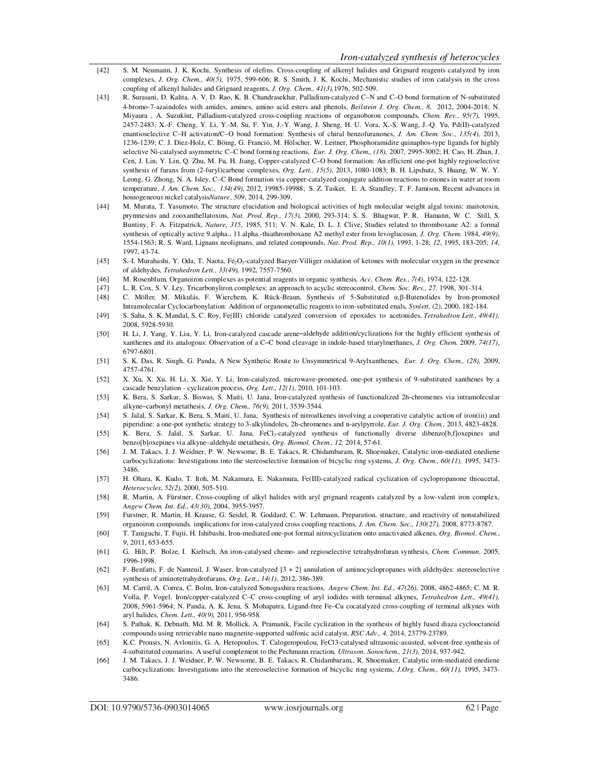[42] S. M. Neumann, J. K. Kochi, Synthesis of olefins. Cross-coupling of alkenyl halides and Grignard reagents catalyzed by iron complexes, *J. Org. Chem., 40(5),* 1975, 599-606; R. S. Smith, J. K. Kochi, Mechanistic studies of iron catalysis in the cross coupling of alkenyl halides and Grignard reagents, *J. Org. Chem., 41(3),*1976, 502-509.

[43] R. Surasani, D. Kalita, A. V. D. Rao, K. B. Chandrasekhar, Palladium-catalyzed C–N and C–O bond formation of N-substituted 4-bromo-7-azaindoles with amides, amines, amino acid esters and phenols, *Beilstein J. Org. Chem., 8,* 2012, 2004-2018; N. Miyaura , A. Suzukint, Palladium-catalyzed cross-coupling reactions of organoboron compounds, *Chem. Rev., 95(7),* 1995, 2457-2483; X.-F. Cheng, Y. Li, Y.-M. Su, F. Yin, J.-Y. Wang, J. Sheng, H. U. Vora, X.-S. Wang, J.-Q. Yu, Pd(II)-catalyzed enantioselective C–H activation/C–O bond formation: Synthesis of chiral benzofuranones, *J. Am. Chem. Soc., 135(4),* 2013, 1236-1239; C. J. Diez-Holz, C. Böing, G. Franciò, M. Hölscher, W. Leitner, Phosphoramidite quinaphos-type ligands for highly selective Ni-catalysed asymmetric C–C bond forming reactions, *Eur. J. Org. Chem., (18),* 2007, 2995-3002; H. Cao, H. Zhan, J. Cen, J. Lin, Y. Lin, Q. Zhu, M. Fu, H. Jiang, Copper-catalyzed C–O bond formation: An efficient one-pot highly regioselective synthesis of furans from (2-furyl)carbene complexes, *Org. Lett., 15(5),* 2013, 1080-1083; B. H. Lipshutz, S. Huang, W. W. Y. Leong, G. Zhong, N. A. Isley, C–C Bond formation via copper-catalyzed conjugate addition reactions to enones in water at room temperature, *J. Am. Chem. Soc., 134(49),* 2012, 19985-19988; S. Z. Tasker, E. A. Standley, T. F. Jamison, Recent advances in homogeneous nickel catalysis*Nature*, *509*, 2014, 299-309.

[44] M. Murata, T. Yasumoto, The structure elucidation and biological activities of high molecular weight algal toxins: maitotoxin, prymnesins and zooxanthellatoxins, *Nat. Prod. Rep., 17(3),* 2000, 293-314; S. S. Bhagwat, P. R. Hamann, W. C. Still, S. Buntiny, F. A. Fitzpatrick, *Nature*, *315*, 1985, 511; V. N. Kale, D. L. J. Clive, Studies related to thromboxane A2: a formal synthesis of optically active 9.alpha., 11.alpha.-thiathromboxane A2 methyl ester from levoglucosan, *J. Org. Chem.* 1984, *49(9)*, 1554-1563; R. S. Ward, Lignans neolignans, and related compounds, *Nat. Prod. Rep., 10(1),* 1993, 1-28; *12*, 1995, 183-205; *14*, 1997, 43-74.

[45] S.-I. Murahashi, Y. Oda, T. Naota, $Fe_2O_3$-catalyzed Baeyer-Villiger oxidation of ketones with molecular oxygen in the presence of aldehydes, *Tetrahedron Lett., 33(49),* 1992, 7557-7560.

[46] M. Rosenblum, Organoiron complexes as potential reagents in organic synthesis, *Acc. Chem. Res*., *7(4)*, 1974, 122-128.

[47] L. R. Cox, S. V. Ley, Tricarbonyliron complexes: an approach to acyclic stereocontrol, *Chem. Soc. Rev., 27,* 1998, 301-314.

[48] C. Möller, M. Mikulás, F. Wierchem, K. Rück-Braun, Synthesis of 5-Substituted α,β-Butenolides by Iron-promoted Intramolecular Cyclocarbonylation: Addition of organometallic reagents to iron-substituted enals, *Synlett*, (2), 2000, 182-184.

[49] S. Saha, S. K. Mandal, S. C. Roy, Fe(III) chloride catalyzed conversion of epoxides to acetonides, *Tetrahedron Lett., 49(41),* 2008, 5928-5930.

[50] H. Li, J. Yang, Y. Liu, Y. Li, Iron-catalyzed cascade arene–aldehyde addition/cyclizations for the highly efficient synthesis of xanthenes and its analogous: Observation of a C–C bond cleavage in indole-based triarylmethanes, *J. Org. Chem.* 2009, *74(17)*, 6797-6801.

[51] S. K. Das, R. Singh, G. Panda, A New Synthetic Route to Unsymmetrical 9-Arylxanthenes, *Eur. J. Org. Chem., (28),* 2009, 4757-4761.

[52] X. Xu, X. Xu, H. Li, X. Xie, Y. Li, Iron-catalyzed, microwave-promoted, one-pot synthesis of 9-substituted xanthenes by a cascade benzylation - cyclization process, *Org. Lett*., *12(1)*, 2010, 101-103.

[53] K. Bera, S. Sarkar, S. Biswas, S. Maiti, U. Jana, Iron-catalyzed synthesis of functionalized 2h-chromenes via intramolecular alkyne–carbonyl metathesis, *J. Org. Chem., 76(9),* 2011, 3539-3544.

[54] S. Jalal, S. Sarkar, K. Bera, S. Maiti, U. Jana, Synthesis of nitroalkenes involving a cooperative catalytic action of iron(iii) and piperidine: a one-pot synthetic strategy to 3-alkylindoles, 2h-chromenes and n-arylpyrrole, *Eur. J. Org. Chem.,* 2013, 4823-4828.

[55] K. Bera, S. Jalal, S. Sarkar, U. Jana, $FeCl_3$-catalyzed synthesis of functionally diverse dibenzo[b,f]oxepines and benzo[b]oxepines via alkyne–aldehyde metathesis, *Org. Biomol. Chem., 12,* 2014, 57-61.

[56] J. M. Takacs, J. J. Weidner, P. W. Newsome, B. E. Takacs, R. Chidambaram, R. Shoemaker, Catalytic iron-mediated enediene carbocyclizations: Investigations into the stereoselective formation of bicyclic ring systems, *J. Org. Chem., 60(11),* 1995, 3473-3486.

[57] H. Ohara, K. Kudo, T. Itoh, M. Nakamura, E. Nakamura, Fe(III)-catalyzed radical cyclization of cyclopropanone thioacetal, *Heterocycles*, *52(2)*, 2000, 505-510.

[58] R. Martin, A. Fürstner, Cross-coupling of alkyl halides with aryl grignard reagents catalyzed by a low-valent iron complex, *Angew Chem. Int. Ed*., *43(30)*, 2004, 3955-3957.

[59] Furstner, R. Martin, H. Krause, G. Seidel, R. Goddard, C. W. Lehmann, Preparation, structure, and reactivity of nonstabilized organoiron compounds. implications for iron-catalyzed cross coupling reactions, *J. Am. Chem. Soc., 130(27),* 2008, 8773-8787.

[60] T. Taniguchi, T. Fujii, H. Ishibashi, Iron-mediated one-pot formal nitrocyclization onto unactivated alkenes, *Org. Biomol. Chem.*, *9*, 2011, 653-655.

[61] G. Hilt, P. Bolze, I. Kieltsch, An iron-catalysed chemo- and regioselective tetrahydrofuran synthesis, *Chem. Commun.* 2005, 1996-1998.

[62] F. Benfatti, F. de Nanteuil, J. Waser, Iron-catalyzed [3 + 2] annulation of aminocyclopropanes with aldehydes: stereoselective synthesis of aminotetrahydrofurans, *Org. Lett*., *14(1)*, 2012, 386-389.

[63] M. Carril, A. Correa, C. Bolm, Iron-catalyzed Sonogashira reactions, *Angew Chem. Int. Ed., 47(26),* 2008, 4862-4865; C. M. R. Volla, P. Vogel, Iron/copper-catalyzed C–C cross-coupling of aryl iodides with terminal alkynes, *Tetrahedron Lett., 49(41),* 2008, 5961-5964; N. Panda, A. K. Jena, S. Mohapatra, Ligand-free Fe–Cu cocatalyzed cross-coupling of terminal alkynes with aryl halides, *Chem. Lett., 40(9),* 2011, 956-958.

[64] S. Pathak, K. Debnath, Md. M. R. Mollick, A. Pramanik, Facile cyclization in the synthesis of highly fused diaza cyclooctanoid compounds using retrievable nano magnetite-supported sulfonic acid catalyst, *RSC Adv., 4,* 2014, 23779-23789.

[65] K.C. Prousis, N. Avlonitis, G. A. Heropoulos, T. Calogeropoulou, FeCl3-catalysed ultrasonic-assisted, solvent-free synthesis of 4-substituted coumarins. A useful complement to the Pechmann reaction*, Ultrason. Sonochem., 21(3),* 2014, 937-942.

[66] J. M. Takacs, J. J. Weidner, P. W. Newsome, B. E. Takacs, R. Chidambaram,, R. Shoemaker, Catalytic iron-mediated enediene carbocyclizations: Investigations into the stereoselective formation of bicyclic ring systems, *J.Org. Chem., 60(11),* 1995, 3473-3486.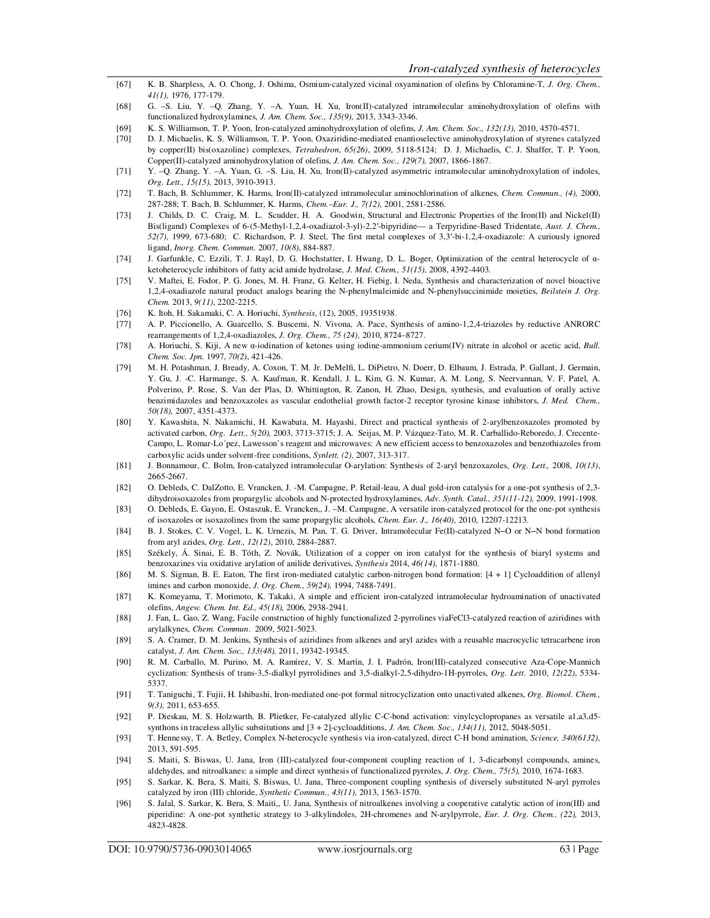[67] K. B. Sharpless, A. O. Chong, J. Oshima, Osmium-catalyzed vicinal oxyamination of olefins by Chloramine-T, *J. Org. Chem., 41(1),* 1976, 177-179.

[68] G. –S. Liu, Y. –Q. Zhang, Y. –A. Yuan, H. Xu, Iron(II)-catalyzed intramolecular aminohydroxylation of olefins with functionalized hydroxylamines, *J. Am. Chem. Soc., 135(9),* 2013, 3343-3346.

[69] K. S. Williamson, T. P. Yoon, Iron-catalyzed aminohydroxylation of olefins, *J. Am. Chem. Soc., 132(13),* 2010, 4570-4571.

[70] D. J. Michaelis, K. S. Williamson, T. P. Yoon, Oxaziridine-mediated enantioselective aminohydroxylation of styrenes catalyzed by copper(II) bis(oxazoline) complexes, *Tetrahedron, 65(26)*, 2009, 5118-5124; D. J. Michaelis, C. J. Shaffer, T. P. Yoon, Copper(II)-catalyzed aminohydroxylation of olefins, *J. Am. Chem. Soc., 129(7),* 2007, 1866-1867.

[71] Y. –Q. Zhang, Y. –A. Yuan, G. –S. Liu, H. Xu, Iron(II)-catalyzed asymmetric intramolecular aminohydroxylation of indoles, *Org. Lett., 15(15),* 2013, 3910-3913.

[72] T. Bach, B. Schlummer, K. Harms, Iron(II)-catalyzed intramolecular aminochlorination of alkenes, *Chem. Commun., (4),* 2000, 287-288; T. Bach, B. Schlummer, K. Harms, *Chem.–Eur. J., 7(12),* 2001, 2581-2586.

[73] J. Childs, D. C. Craig, M. L. Scudder, H. A. Goodwin, Structural and Electronic Properties of the Iron(II) and Nickel(II) Bis(ligand) Complexes of 6-(5-Methyl-1,2,4-oxadiazol-3-yl)-2,2′-bipyridine— a Terpyridine-Based Tridentate, *Aust. J. Chem., 52(7),* 1999, 673-680; C. Richardson, P. J. Steel, The first metal complexes of 3,3′-bi-1,2,4-oxadiazole: A curiously ignored ligand, *Inorg. Chem. Commun.* 2007, *10(8)*, 884-887.

[74] J. Garfunkle, C. Ezzili, T. J. Rayl, D. G. Hochstatter, I. Hwang, D. L. Boger, Optimization of the central heterocycle of α-ketoheterocycle inhibitors of fatty acid amide hydrolase, *J. Med. Chem., 51(15),* 2008, 4392-4403.

[75] V. Maftei, E. Fodor, P. G. Jones, M. H. Franz, G. Kelter, H. Fiebig, I. Neda, Synthesis and characterization of novel bioactive 1,2,4-oxadiazole natural product analogs bearing the N-phenylmaleimide and N-phenylsuccinimide moieties, *Beilstein J. Org. Chem.* 2013, *9(11)*, 2202-2215.

[76] K. Itoh, H. Sakamaki, C. A. Horiuchi, *Synthesis*, (12), 2005, 19351938.

[77] A. P. Piccionello, A. Guarcello, S. Buscemi, N. Vivona, A. Pace, Synthesis of amino-1,2,4-triazoles by reductive ANRORC rearrangements of 1,2,4-oxadiazoles, *J. Org. Chem., 75 (24),* 2010, 8724–8727.

[78] A. Horiuchi, S. Kiji, A new α-iodination of ketones using iodine-ammonium cerium(IV) nitrate in alcohol or acetic acid, *Bull. Chem. Soc. Jpn.* 1997, *70(2)*, 421-426.

[79] M. H. Potashman, J. Bready, A. Coxon, T. M. Jr. DeMelfi, L. DiPietro, N. Doerr, D. Elbaum, J. Estrada, P. Gallant, J. Germain, Y. Gu, J. -C. Harmange, S. A. Kaufman, R. Kendall, J. L. Kim, G. N. Kumar, A. M. Long, S. Neervannan, V. F. Patel, A. Polverino, P. Rose, S. Van der Plas, D. Whittington, R. Zanon, H. Zhao, Design, synthesis, and evaluation of orally active benzimidazoles and benzoxazoles as vascular endothelial growth factor-2 receptor tyrosine kinase inhibitors, *J. Med. Chem., 50(18),* 2007, 4351-4373.

[80] Y. Kawashita, N. Nakamichi, H. Kawabata, M. Hayashi, Direct and practical synthesis of 2-arylbenzoxazoles promoted by activated carbon, *Org. Lett., 5(20),* 2003, 3713-3715; J. A. Seijas, M. P. Vázquez-Tato, M. R. Carballido-Reboredo, J. Crecente-Campo, L. Romar-Lo´pez, Lawesson's reagent and microwaves: A new efficient access to benzoxazoles and benzothiazoles from carboxylic acids under solvent-free conditions, *Synlett, (2),* 2007, 313-317.

[81] J. Bonnamour, C. Bolm, Iron-catalyzed intramolecular O-arylation: Synthesis of 2-aryl benzoxazoles, *Org. Lett.,* 2008, *10(13)*, 2665-2667.

[82] O. Debleds, C. DalZotto, E. Vrancken, J. -M. Campagne, P. Retail-leau, A dual gold-iron catalysis for a one-pot synthesis of 2,3-dihydroisoxazoles from propargylic alcohols and N-protected hydroxylamines, *Adv. Synth. Catal., 351(11-12),* 2009, 1991-1998.

[83] O. Debleds, E. Gayon, E. Ostaszuk, E. Vrancken,, J. –M. Campagne, A versatile iron-catalyzed protocol for the one-pot synthesis of isoxazoles or isoxazolines from the same propargylic alcohols, *Chem. Eur. J., 16(40),* 2010, 12207-12213.

[84] B. J. Stokes, C. V. Vogel, L. K. Urnezis, M. Pan, T. G. Driver, Intramolecular Fe(II)-catalyzed N–O or N–N bond formation from aryl azides, *Org. Lett., 12(12)*, 2010, 2884-2887.

[85] Székely, Á. Sinai, E. B. Tóth, Z. Novák, Utilization of a copper on iron catalyst for the synthesis of biaryl systems and benzoxazines via oxidative arylation of anilide derivatives, *Synthesis* 2014, *46(14)*, 1871-1880.

[86] M. S. Sigman, B. E. Eaton, The first iron-mediated catalytic carbon-nitrogen bond formation: [4 + 1] Cycloaddition of allenyl imines and carbon monoxide, *J. Org. Chem., 59(24),* 1994, 7488-7491.

[87] K. Komeyama, T. Morimoto, K. Takaki, A simple and efficient iron-catalyzed intramolecular hydroamination of unactivated olefins, *Angew. Chem. Int. Ed., 45(18),* 2006, 2938-2941.

[88] J. Fan, L. Gao, Z. Wang, Facile construction of highly functionalized 2-pyrrolines viaFeCl3-catalyzed reaction of aziridines with arylalkynes, *Chem. Commun.* 2009, 5021-5023.

[89] S. A. Cramer, D. M. Jenkins, Synthesis of aziridines from alkenes and aryl azides with a reusable macrocyclic tetracarbene iron catalyst, *J. Am. Chem. Soc., 133(48),* 2011, 19342-19345.

[90] R. M. Carballo, M. Purino, M. A. Ramírez, V. S. Martín, J. I. Padrón, Iron(III)-catalyzed consecutive Aza-Cope-Mannich cyclization: Synthesis of trans-3,5-dialkyl pyrrolidines and 3,5-dialkyl-2,5-dihydro-1H-pyrroles, *Org. Lett*. 2010, *12(22)*, 5334-5337.

[91] T. Taniguchi, T. Fujii, H. Ishibashi, Iron-mediated one-pot formal nitrocyclization onto unactivated alkenes, *Org. Biomol. Chem., 9(3),* 2011, 653-655.

[92] P. Dieskau, M. S. Holzwarth, B. Plietker, Fe-catalyzed allylic C-C-bond activation: vinylcyclopropanes as versatile a1,a3,d5-synthons in traceless allylic substitutions and [3 + 2]-cycloadditions, *J. Am. Chem. Soc., 134(11),* 2012, 5048-5051.

[93] T. Hennessy, T. A. Betley, Complex N-heterocycle synthesis via iron-catalyzed, direct C-H bond amination, *Science, 340(6132),* 2013, 591-595.

[94] S. Maiti, S. Biswas, U. Jana, Iron (III)-catalyzed four-component coupling reaction of 1, 3-dicarbonyl compounds, amines, aldehydes, and nitroalkanes: a simple and direct synthesis of functionalized pyrroles, *J. Org. Chem., 75(5),* 2010, 1674-1683.

[95] S. Sarkar, K. Bera, S. Maiti, S. Biswas, U. Jana, Three-component coupling synthesis of diversely substituted N-aryl pyrroles catalyzed by iron (III) chloride, *Synthetic Commun., 43(11),* 2013, 1563-1570.

[96] S. Jalal, S. Sarkar, K. Bera, S. Maiti,, U. Jana, Synthesis of nitroalkenes involving a cooperative catalytic action of iron(III) and piperidine: A one-pot synthetic strategy to 3-alkylindoles, 2H-chromenes and N-arylpyrrole, *Eur. J. Org. Chem., (22),* 2013, 4823-4828.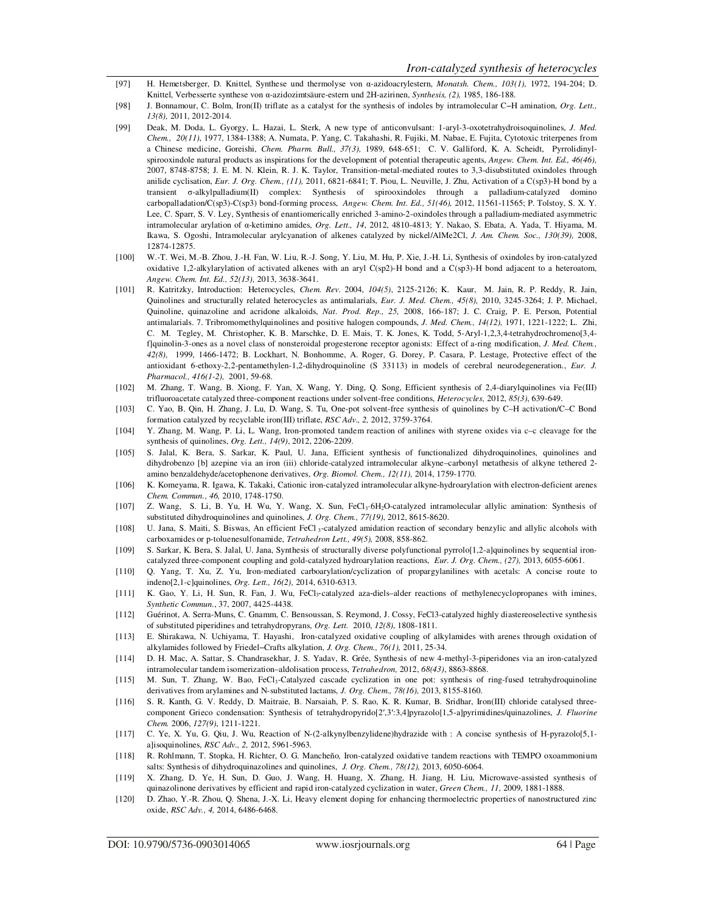[97] H. Hemetsberger, D. Knittel, Synthese und thermolyse von α-azidoacrylestern, *Monatsh. Chem., 103(1),* 1972, 194-204; D. Knittel, Verbesserte synthese von α-azidozimtsäure-estern und 2H-azirinen, *Synthesis, (2),* 1985, 186-188.

[98] J. Bonnamour, C. Bolm, Iron(II) triflate as a catalyst for the synthesis of indoles by intramolecular C–H amination, *Org. Lett., 13(8),* 2011, 2012-2014.

[99] Deak, M. Doda, L. Gyorgy, L. Hazai, L. Sterk, A new type of anticonvulsant: 1-aryl-3-oxotetrahydroisoquinolines, *J. Med. Chem., 20(11)*, 1977, 1384-1388; A. Numata, P. Yang, C. Takahashi, R. Fujiki, M. Nabae, E. Fujita, Cytotoxic triterpenes from a Chinese medicine, Goreishi, *Chem. Pharm. Bull., 37(3),* 1989, 648-651; C. V. Galliford, K. A. Scheidt, Pyrrolidinyl-spirooxindole natural products as inspirations for the development of potential therapeutic agents, *Angew. Chem. Int. Ed., 46(46),* 2007, 8748-8758; J. E. M. N. Klein, R. J. K. Taylor, Transition-metal-mediated routes to 3,3-disubstituted oxindoles through anilide cyclisation, *Eur. J. Org. Chem., (11),* 2011, 6821-6841; T. Piou, L. Neuville, J. Zhu, Activation of a C(sp3)-H bond by a transient σ-alkylpalladium(II) complex: Synthesis of spirooxindoles through a palladium-catalyzed domino carbopalladation/C(sp3)-C(sp3) bond-forming process, *Angew. Chem. Int. Ed., 51(46),* 2012, 11561-11565; P. Tolstoy, S. X. Y. Lee, C. Sparr, S. V. Ley, Synthesis of enantiomerically enriched 3-amino-2-oxindoles through a palladium-mediated asymmetric intramolecular arylation of α-ketimino amides, *Org. Lett., 14*, 2012, 4810-4813; Y. Nakao, S. Ebata, A. Yada, T. Hiyama, M. Ikawa, S. Ogoshi, Intramolecular arylcyanation of alkenes catalyzed by nickel/AlMe2Cl, *J. Am. Chem. Soc., 130(39),* 2008, 12874-12875.

[100] W.-T. Wei, M.-B. Zhou, J.-H. Fan, W. Liu, R.-J. Song, Y. Liu, M. Hu, P. Xie, J.-H. Li, Synthesis of oxindoles by iron-catalyzed oxidative 1,2-alkylarylation of activated alkenes with an aryl C(sp2)-H bond and a C(sp3)-H bond adjacent to a heteroatom, *Angew. Chem. Int. Ed., 52(13),* 2013, 3638-3641.

[101] R. Katritzky, Introduction: Heterocycles, *Chem. Rev.* 2004, *104(5)*, 2125-2126; K. Kaur, M. Jain, R. P. Reddy, R. Jain, Quinolines and structurally related heterocycles as antimalarials, *Eur. J. Med. Chem., 45(8),* 2010, 3245-3264; J. P. Michael, Quinoline, quinazoline and acridone alkaloids, *Nat. Prod. Rep., 25,* 2008, 166-187; J. C. Craig, P. E. Person, Potential antimalarials. 7. Tribromomethylquinolines and positive halogen compounds, *J. Med. Chem., 14(12),* 1971, 1221-1222; L. Zhi, C. M. Tegley, M. Christopher, K. B. Marschke, D. E. Mais, T. K. Jones, K. Todd, 5-Aryl-1,2,3,4-tetrahydrochromeno[3,4-f]quinolin-3-ones as a novel class of nonsteroidal progesterone receptor agonists: Effect of a-ring modification, *J. Med. Chem., 42(8),* 1999, 1466-1472; B. Lockhart, N. Bonhomme, A. Roger, G. Dorey, P. Casara, P. Lestage, Protective effect of the antioxidant 6-ethoxy-2,2-pentamethylen-1,2-dihydroquinoline (S 33113) in models of cerebral neurodegeneration., *Eur. J. Pharmacol., 416(1-2),* 2001, 59-68.

[102] M. Zhang, T. Wang, B. Xiong, F. Yan, X. Wang, Y. Ding, Q. Song, Efficient synthesis of 2,4-diarylquinolines via Fe(III) trifluoroacetate catalyzed three-component reactions under solvent-free conditions, *Heterocycles,* 2012, *85(3)*, 639-649.

[103] C. Yao, B. Qin, H. Zhang, J. Lu, D. Wang, S. Tu, One-pot solvent-free synthesis of quinolines by C–H activation/C–C Bond formation catalyzed by recyclable iron(III) triflate, *RSC Adv., 2,* 2012, 3759-3764.

[104] Y. Zhang, M. Wang, P. Li, L. Wang, Iron-promoted tandem reaction of anilines with styrene oxides via c–c cleavage for the synthesis of quinolines, *Org. Lett., 14(9)*, 2012, 2206-2209.

[105] S. Jalal, K. Bera, S. Sarkar, K. Paul, U. Jana, Efficient synthesis of functionalized dihydroquinolines, quinolines and dihydrobenzo [b] azepine via an iron (iii) chloride-catalyzed intramolecular alkyne–carbonyl metathesis of alkyne tethered 2-amino benzaldehyde/acetophenone derivatives, *Org. Biomol. Chem., 12(11),* 2014, 1759-1770.

[106] K. Komeyama, R. Igawa, K. Takaki, Cationic iron-catalyzed intramolecular alkyne-hydroarylation with electron-deficient arenes *Chem. Commun., 46,* 2010, 1748-1750.

[107] Z. Wang, S. Li, B. Yu, H. Wu, Y. Wang, X. Sun, $FeCl_3 \cdot 6H_2O$-catalyzed intramolecular allylic amination: Synthesis of substituted dihydroquinolines and quinolines, *J. Org. Chem., 77(19)*, 2012, 8615-8620.

[108] U. Jana, S. Maiti, S. Biswas, An efficient $FeCl_3$-catalyzed amidation reaction of secondary benzylic and allylic alcohols with carboxamides or p-toluenesulfonamide, *Tetrahedron Lett., 49(5),* 2008, 858-862.

[109] S. Sarkar, K. Bera, S. Jalal, U. Jana, Synthesis of structurally diverse polyfunctional pyrrolo[1,2-a]quinolines by sequential iron-catalyzed three-component coupling and gold-catalyzed hydroarylation reactions, *Eur. J. Org. Chem., (27),* 2013, 6055-6061.

[110] Q. Yang, T. Xu, Z. Yu, Iron-mediated carboarylation/cyclization of propargylanilines with acetals: A concise route to indeno[2,1-c]quinolines, *Org. Lett., 16(2),* 2014, 6310-6313.

[111] K. Gao, Y. Li, H. Sun, R. Fan, J. Wu, $FeCl_3$-catalyzed aza-diels–alder reactions of methylenecyclopropanes with imines, *Synthetic Commun.*, 37, 2007, 4425-4438.

[112] Guérinot, A. Serra-Muns, C. Gnamm, C. Bensoussan, S. Reymond, J. Cossy, FeCl3-catalyzed highly diastereoselective synthesis of substituted piperidines and tetrahydropyrans, *Org. Lett.* 2010, *12(8)*, 1808-1811.

[113] E. Shirakawa, N. Uchiyama, T. Hayashi, Iron-catalyzed oxidative coupling of alkylamides with arenes through oxidation of alkylamides followed by Friedel–Crafts alkylation, *J. Org. Chem., 76(1),* 2011, 25-34.

[114] D. H. Mac, A. Sattar, S. Chandrasekhar, J. S. Yadav, R. Grée, Synthesis of new 4-methyl-3-piperidones via an iron-catalyzed intramolecular tandem isomerization–aldolisation process, *Tetrahedron,* 2012, *68(43)*, 8863-8868.

[115] M. Sun, T. Zhang, W. Bao, $FeCl_3$-Catalyzed cascade cyclization in one pot: synthesis of ring-fused tetrahydroquinoline derivatives from arylamines and N-substituted lactams, *J. Org. Chem., 78(16),* 2013, 8155-8160.

[116] S. R. Kanth, G. V. Reddy, D. Maitraie, B. Narsaiah, P. S. Rao, K. R. Kumar, B. Sridhar, Iron(III) chloride catalysed three-component Grieco condensation: Synthesis of tetrahydropyrido[2′,3′:3,4]pyrazolo[1,5-a]pyrimidines/quinazolines, *J. Fluorine Chem.* 2006, *127(9)*, 1211-1221.

[117] C. Ye, X. Yu, G. Qiu, J. Wu, Reaction of N-(2-alkynylbenzylidene)hydrazide with : A concise synthesis of H-pyrazolo[5,1-a]isoquinolines, *RSC Adv., 2,* 2012, 5961-5963.

[118] R. Rohlmann, T. Stopka, H. Richter, O. G. Mancheño, Iron-catalyzed oxidative tandem reactions with TEMPO oxoammonium salts: Synthesis of dihydroquinazolines and quinolines, *J. Org. Chem., 78(12),* 2013, 6050-6064.

[119] X. Zhang, D. Ye, H. Sun, D. Guo, J. Wang, H. Huang, X. Zhang, H. Jiang, H. Liu, Microwave-assisted synthesis of quinazolinone derivatives by efficient and rapid iron-catalyzed cyclization in water, *Green Chem., 11,* 2009, 1881-1888.

[120] D. Zhao, Y.-R. Zhou, Q. Shena, J.-X. Li, Heavy element doping for enhancing thermoelectric properties of nanostructured zinc oxide, *RSC Adv., 4,* 2014, 6486-6468.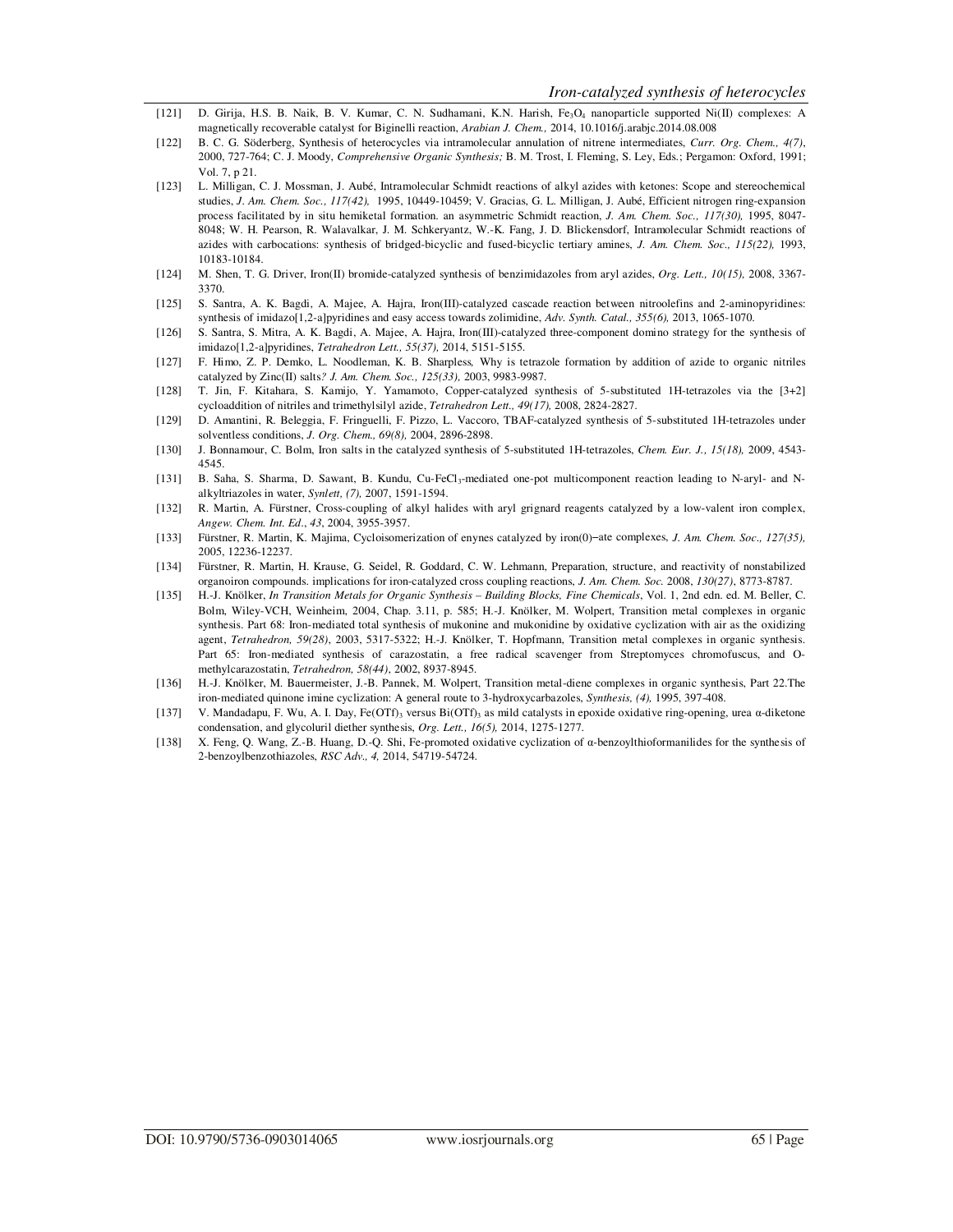[121] D. Girija, H.S. B. Naik, B. V. Kumar, C. N. Sudhamani, K.N. Harish, $Fe_3O_4$ nanoparticle supported Ni(II) complexes: A magnetically recoverable catalyst for Biginelli reaction, *Arabian J. Chem.,* 2014, 10.1016/j.arabjc.2014.08.008

[122] B. C. G. Söderberg, Synthesis of heterocycles via intramolecular annulation of nitrene intermediates, *Curr. Org. Chem., 4(7)*, 2000, 727-764; C. J. Moody, *Comprehensive Organic Synthesis;* B. M. Trost, I. Fleming, S. Ley, Eds.; Pergamon: Oxford, 1991; Vol. 7, p 21.

[123] L. Milligan, C. J. Mossman, J. Aubé, Intramolecular Schmidt reactions of alkyl azides with ketones: Scope and stereochemical studies, *J. Am. Chem. Soc., 117(42),* 1995, 10449-10459; V. Gracias, G. L. Milligan, J. Aubé, Efficient nitrogen ring-expansion process facilitated by in situ hemiketal formation. an asymmetric Schmidt reaction, *J. Am. Chem. Soc., 117(30),* 1995, 8047-8048; W. H. Pearson, R. Walavalkar, J. M. Schkeryantz, W.-K. Fang, J. D. Blickensdorf, Intramolecular Schmidt reactions of azides with carbocations: synthesis of bridged-bicyclic and fused-bicyclic tertiary amines, *J. Am. Chem. Soc., 115(22),* 1993, 10183-10184.

[124] M. Shen, T. G. Driver, Iron(II) bromide-catalyzed synthesis of benzimidazoles from aryl azides, *Org. Lett., 10(15),* 2008, 3367-3370.

[125] S. Santra, A. K. Bagdi, A. Majee, A. Hajra, Iron(III)-catalyzed cascade reaction between nitroolefins and 2-aminopyridines: synthesis of imidazo[1,2-a]pyridines and easy access towards zolimidine, *Adv. Synth. Catal., 355(6),* 2013, 1065-1070.

[126] S. Santra, S. Mitra, A. K. Bagdi, A. Majee, A. Hajra, Iron(III)-catalyzed three-component domino strategy for the synthesis of imidazo[1,2-a]pyridines, *Tetrahedron Lett., 55(37),* 2014, 5151-5155.

[127] F. Himo, Z. P. Demko, L. Noodleman, K. B. Sharpless, Why is tetrazole formation by addition of azide to organic nitriles catalyzed by Zinc(II) salts*? J. Am. Chem. Soc., 125(33),* 2003, 9983-9987.

[128] T. Jin, F. Kitahara, S. Kamijo, Y. Yamamoto, Copper-catalyzed synthesis of 5-substituted 1H-tetrazoles via the [3+2] cycloaddition of nitriles and trimethylsilyl azide, *Tetrahedron Lett., 49(17),* 2008, 2824-2827.

[129] D. Amantini, R. Beleggia, F. Fringuelli, F. Pizzo, L. Vaccoro, TBAF-catalyzed synthesis of 5-substituted 1H-tetrazoles under solventless conditions, *J. Org. Chem., 69(8),* 2004, 2896-2898.

[130] J. Bonnamour, C. Bolm, Iron salts in the catalyzed synthesis of 5-substituted 1H-tetrazoles, *Chem. Eur. J., 15(18),* 2009, 4543-4545.

[131] B. Saha, S. Sharma, D. Sawant, B. Kundu, Cu-$FeCl_3$-mediated one-pot multicomponent reaction leading to N-aryl- and N-alkyltriazoles in water, *Synlett, (7),* 2007, 1591-1594.

[132] R. Martin, A. Fürstner, Cross-coupling of alkyl halides with aryl grignard reagents catalyzed by a low-valent iron complex, *Angew. Chem. Int. Ed., 43*, 2004, 3955-3957.

[133] Fürstner, R. Martin, K. Majima, Cycloisomerization of enynes catalyzed by iron(0)–ate complexes, *J. Am. Chem. Soc., 127(35),* 2005, 12236-12237.

[134] Fürstner, R. Martin, H. Krause, G. Seidel, R. Goddard, C. W. Lehmann, Preparation, structure, and reactivity of nonstabilized organoiron compounds. implications for iron-catalyzed cross coupling reactions, *J. Am. Chem. Soc.* 2008, *130(27)*, 8773-8787.

[135] H.-J. Knölker, *In Transition Metals for Organic Synthesis – Building Blocks, Fine Chemicals*, Vol. 1, 2nd edn. ed. M. Beller, C. Bolm, Wiley-VCH, Weinheim, 2004, Chap. 3.11, p. 585; H.-J. Knölker, M. Wolpert, Transition metal complexes in organic synthesis. Part 68: Iron-mediated total synthesis of mukonine and mukonidine by oxidative cyclization with air as the oxidizing agent, *Tetrahedron, 59(28)*, 2003, 5317-5322; H.-J. Knölker, T. Hopfmann, Transition metal complexes in organic synthesis. Part 65: Iron-mediated synthesis of carazostatin, a free radical scavenger from Streptomyces chromofuscus, and O-methylcarazostatin, *Tetrahedron, 58(44)*, 2002, 8937-8945.

[136] H.-J. Knölker, M. Bauermeister, J.-B. Pannek, M. Wolpert, Transition metal-diene complexes in organic synthesis, Part 22.The iron-mediated quinone imine cyclization: A general route to 3-hydroxycarbazoles, *Synthesis, (4),* 1995, 397-408.

[137] V. Mandadapu, F. Wu, A. I. Day, $Fe(OTf)_3$ versus $Bi(OTf)_3$ as mild catalysts in epoxide oxidative ring-opening, urea α-diketone condensation, and glycoluril diether synthesis, *Org. Lett., 16(5),* 2014, 1275-1277.

[138] X. Feng, Q. Wang, Z.-B. Huang, D.-Q. Shi, Fe-promoted oxidative cyclization of α-benzoylthioformanilides for the synthesis of 2-benzoylbenzothiazoles, *RSC Adv., 4,* 2014, 54719-54724.